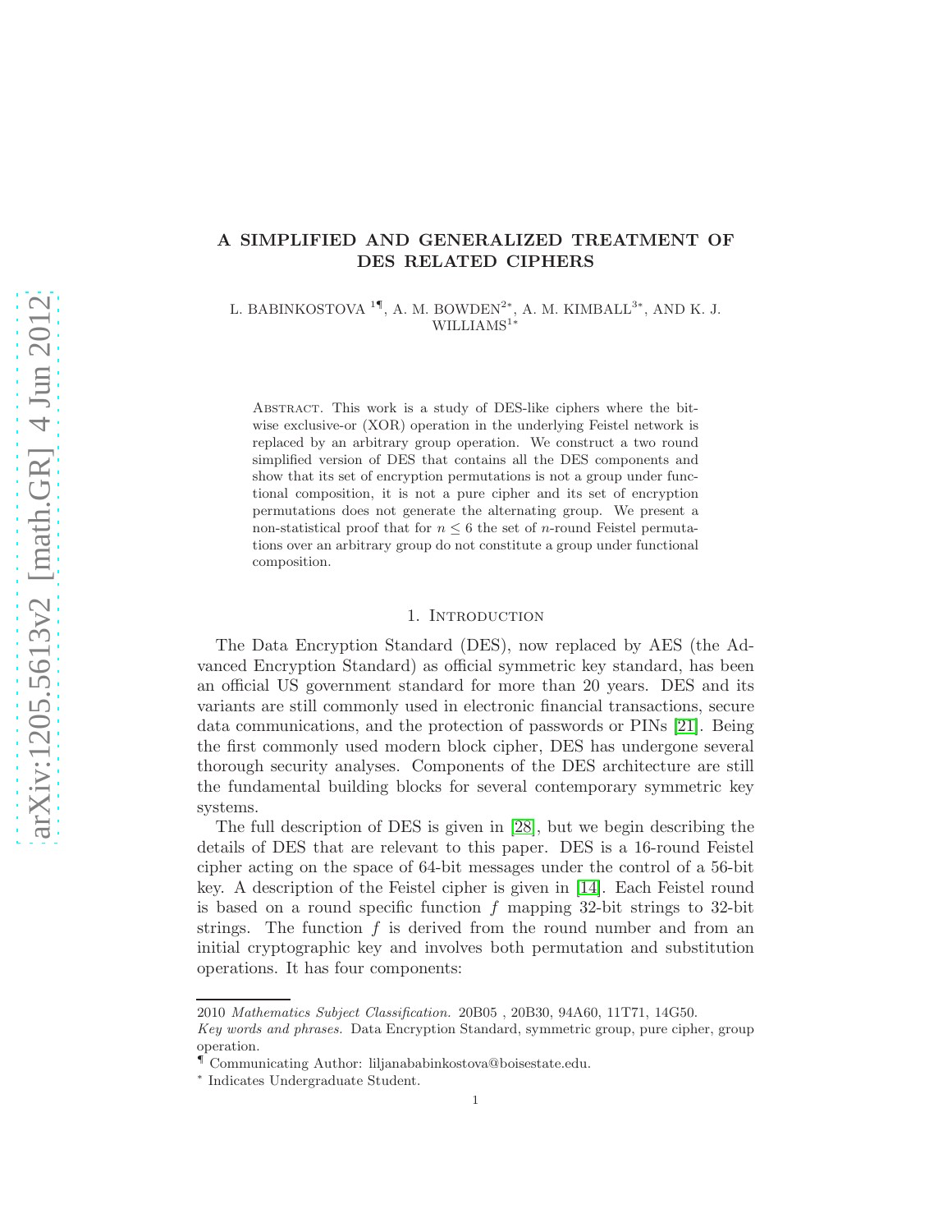# A SIMPLIFIED AND GENERALIZED TREATMENT OF DES RELATED CIPHERS

L. BABINKOSTOVA [1¶], A. M. BOWDEN [2*], A. M. KIMBALL [3*], AND K. J. WILLIAMS [1*]

Abstract. This work is a study of DES-like ciphers where the bitwise exclusive-or (XOR) operation in the underlying Feistel network is replaced by an arbitrary group operation. We construct a two round simplified version of DES that contains all the DES components and show that its set of encryption permutations is not a group under functional composition, it is not a pure cipher and its set of encryption permutations does not generate the alternating group. We present a non-statistical proof that for $n \leq 6$ the set of $n$-round Feistel permutations over an arbitrary group do not constitute a group under functional composition.

## 1. Introduction

The Data Encryption Standard (DES), now replaced by AES (the Advanced Encryption Standard) as official symmetric key standard, has been an official US government standard for more than 20 years. DES and its variants are still commonly used in electronic financial transactions, secure data communications, and the protection of passwords or PINs [21]. Being the first commonly used modern block cipher, DES has undergone several thorough security analyses. Components of the DES architecture are still the fundamental building blocks for several contemporary symmetric key systems.

The full description of DES is given in [28], but we begin describing the details of DES that are relevant to this paper. DES is a 16-round Feistel cipher acting on the space of 64-bit messages under the control of a 56-bit key. A description of the Feistel cipher is given in [14]. Each Feistel round is based on a round specific function $f$ mapping 32-bit strings to 32-bit strings. The function $f$ is derived from the round number and from an initial cryptographic key and involves both permutation and substitution operations. It has four components:

---

2010 *Mathematics Subject Classification.* 20B05 , 20B30, 94A60, 11T71, 14G50.

*Key words and phrases.* Data Encryption Standard, symmetric group, pure cipher, group operation.

¶ Communicating Author: liljanababinkostova@boisestate.edu.

* Indicates Undergraduate Student.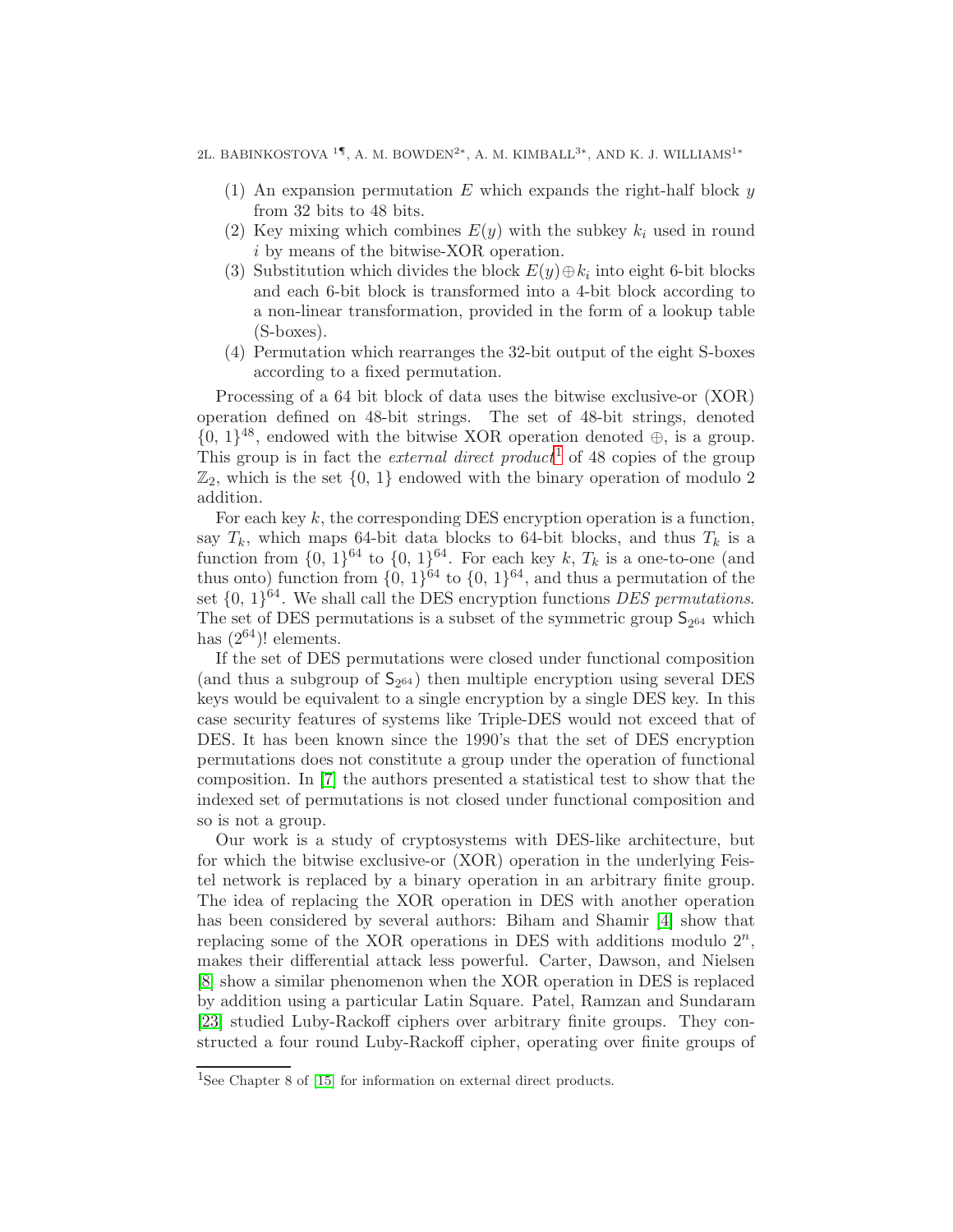(1) An expansion permutation $E$ which expands the right-half block $y$ from 32 bits to 48 bits.
(2) Key mixing which combines $E(y)$ with the subkey $k_i$ used in round $i$ by means of the bitwise-XOR operation.
(3) Substitution which divides the block $E(y) \oplus k_i$ into eight 6-bit blocks and each 6-bit block is transformed into a 4-bit block according to a non-linear transformation, provided in the form of a lookup table (S-boxes).
(4) Permutation which rearranges the 32-bit output of the eight S-boxes according to a fixed permutation.

Processing of a 64 bit block of data uses the bitwise exclusive-or (XOR) operation defined on 48-bit strings. The set of 48-bit strings, denoted $\{0, 1\}^{48}$, endowed with the bitwise XOR operation denoted $\oplus$, is a group. This group is in fact the *external direct product*[1] of 48 copies of the group $\mathbb{Z}_2$, which is the set $\{0, 1\}$ endowed with the binary operation of modulo 2 addition.

For each key $k$, the corresponding DES encryption operation is a function, say $T_k$, which maps 64-bit data blocks to 64-bit blocks, and thus $T_k$ is a function from $\{0, 1\}^{64}$ to $\{0, 1\}^{64}$. For each key $k$, $T_k$ is a one-to-one (and thus onto) function from $\{0, 1\}^{64}$ to $\{0, 1\}^{64}$, and thus a permutation of the set $\{0, 1\}^{64}$. We shall call the DES encryption functions *DES permutations*. The set of DES permutations is a subset of the symmetric group $\mathsf{S}_{2^{64}}$ which has $(2^{64})!$ elements.

If the set of DES permutations were closed under functional composition (and thus a subgroup of $\mathsf{S}_{2^{64}}$) then multiple encryption using several DES keys would be equivalent to a single encryption by a single DES key. In this case security features of systems like Triple-DES would not exceed that of DES. It has been known since the 1990's that the set of DES encryption permutations does not constitute a group under the operation of functional composition. In [7] the authors presented a statistical test to show that the indexed set of permutations is not closed under functional composition and so is not a group.

Our work is a study of cryptosystems with DES-like architecture, but for which the bitwise exclusive-or (XOR) operation in the underlying Feistel network is replaced by a binary operation in an arbitrary finite group. The idea of replacing the XOR operation in DES with another operation has been considered by several authors: Biham and Shamir [4] show that replacing some of the XOR operations in DES with additions modulo $2^n$, makes their differential attack less powerful. Carter, Dawson, and Nielsen [8] show a similar phenomenon when the XOR operation in DES is replaced by addition using a particular Latin Square. Patel, Ramzan and Sundaram [23] studied Luby-Rackoff ciphers over arbitrary finite groups. They constructed a four round Luby-Rackoff cipher, operating over finite groups of

[1] See Chapter 8 of [15] for information on external direct products.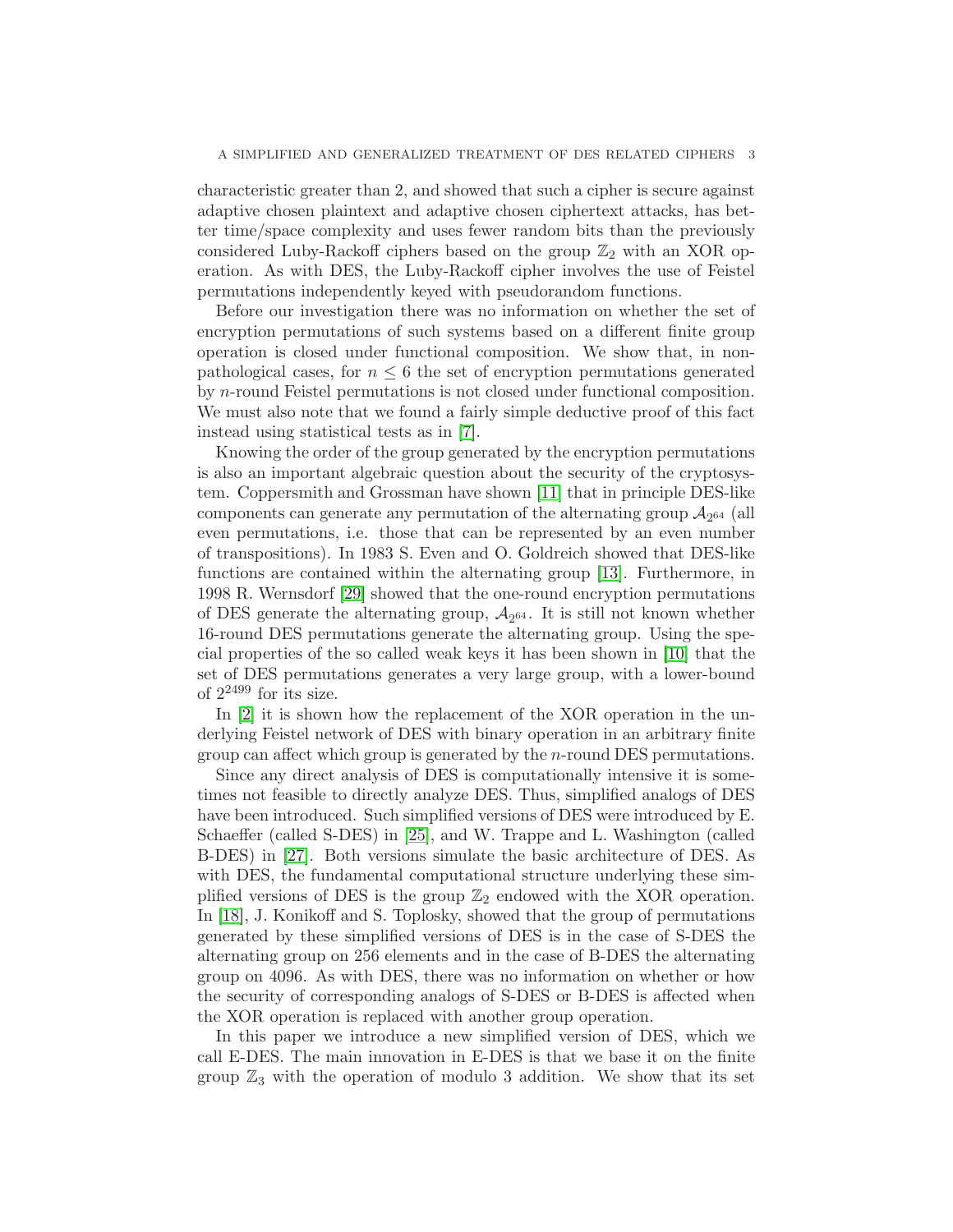characteristic greater than 2, and showed that such a cipher is secure against adaptive chosen plaintext and adaptive chosen ciphertext attacks, has better time/space complexity and uses fewer random bits than the previously considered Luby-Rackoff ciphers based on the group $\mathbb{Z}_2$ with an XOR operation. As with DES, the Luby-Rackoff cipher involves the use of Feistel permutations independently keyed with pseudorandom functions.

Before our investigation there was no information on whether the set of encryption permutations of such systems based on a different finite group operation is closed under functional composition. We show that, in non-pathological cases, for $n \leq 6$ the set of encryption permutations generated by $n$-round Feistel permutations is not closed under functional composition. We must also note that we found a fairly simple deductive proof of this fact instead using statistical tests as in [7].

Knowing the order of the group generated by the encryption permutations is also an important algebraic question about the security of the cryptosystem. Coppersmith and Grossman have shown [11] that in principle DES-like components can generate any permutation of the alternating group $\mathcal{A}_{2^{64}}$ (all even permutations, i.e. those that can be represented by an even number of transpositions). In 1983 S. Even and O. Goldreich showed that DES-like functions are contained within the alternating group [13]. Furthermore, in 1998 R. Wernsdorf [29] showed that the one-round encryption permutations of DES generate the alternating group, $\mathcal{A}_{2^{64}}$. It is still not known whether 16-round DES permutations generate the alternating group. Using the special properties of the so called weak keys it has been shown in [10] that the set of DES permutations generates a very large group, with a lower-bound of $2^{2499}$ for its size.

In [2] it is shown how the replacement of the XOR operation in the underlying Feistel network of DES with binary operation in an arbitrary finite group can affect which group is generated by the $n$-round DES permutations.

Since any direct analysis of DES is computationally intensive it is sometimes not feasible to directly analyze DES. Thus, simplified analogs of DES have been introduced. Such simplified versions of DES were introduced by E. Schaeffer (called S-DES) in [25], and W. Trappe and L. Washington (called B-DES) in [27]. Both versions simulate the basic architecture of DES. As with DES, the fundamental computational structure underlying these simplified versions of DES is the group $\mathbb{Z}_2$ endowed with the XOR operation. In [18], J. Konikoff and S. Toplosky, showed that the group of permutations generated by these simplified versions of DES is in the case of S-DES the alternating group on 256 elements and in the case of B-DES the alternating group on 4096. As with DES, there was no information on whether or how the security of corresponding analogs of S-DES or B-DES is affected when the XOR operation is replaced with another group operation.

In this paper we introduce a new simplified version of DES, which we call E-DES. The main innovation in E-DES is that we base it on the finite group $\mathbb{Z}_3$ with the operation of modulo 3 addition. We show that its set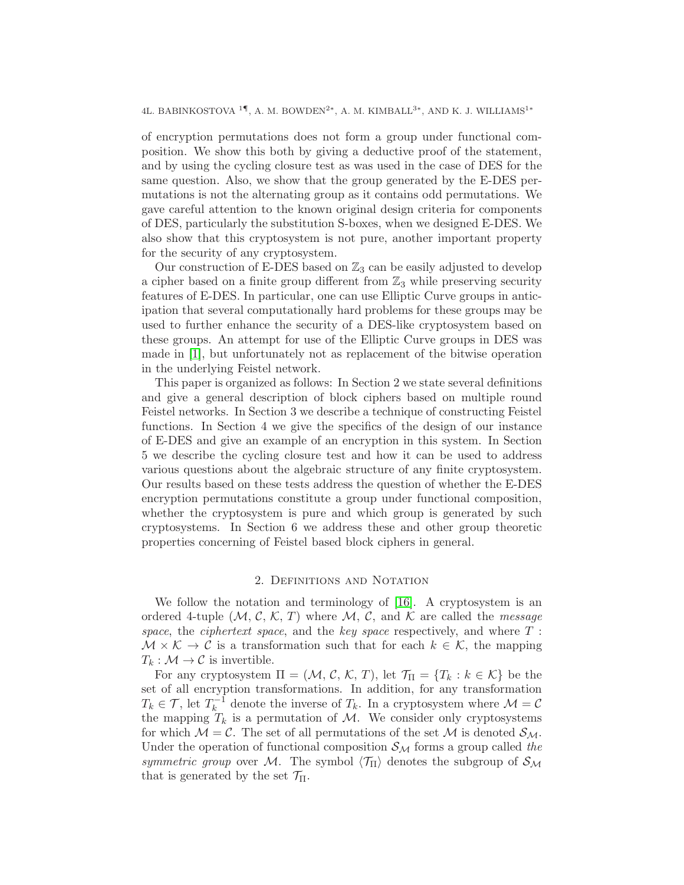of encryption permutations does not form a group under functional composition. We show this both by giving a deductive proof of the statement, and by using the cycling closure test as was used in the case of DES for the same question. Also, we show that the group generated by the E-DES permutations is not the alternating group as it contains odd permutations. We gave careful attention to the known original design criteria for components of DES, particularly the substitution S-boxes, when we designed E-DES. We also show that this cryptosystem is not pure, another important property for the security of any cryptosystem.

Our construction of E-DES based on $\mathbb{Z}_3$ can be easily adjusted to develop a cipher based on a finite group different from $\mathbb{Z}_3$ while preserving security features of E-DES. In particular, one can use Elliptic Curve groups in anticipation that several computationally hard problems for these groups may be used to further enhance the security of a DES-like cryptosystem based on these groups. An attempt for use of the Elliptic Curve groups in DES was made in [1], but unfortunately not as replacement of the bitwise operation in the underlying Feistel network.

This paper is organized as follows: In Section 2 we state several definitions and give a general description of block ciphers based on multiple round Feistel networks. In Section 3 we describe a technique of constructing Feistel functions. In Section 4 we give the specifics of the design of our instance of E-DES and give an example of an encryption in this system. In Section 5 we describe the cycling closure test and how it can be used to address various questions about the algebraic structure of any finite cryptosystem. Our results based on these tests address the question of whether the E-DES encryption permutations constitute a group under functional composition, whether the cryptosystem is pure and which group is generated by such cryptosystems. In Section 6 we address these and other group theoretic properties concerning of Feistel based block ciphers in general.

## 2. Definitions and Notation

We follow the notation and terminology of [16]. A cryptosystem is an ordered 4-tuple ($\mathcal{M}$, $\mathcal{C}$, $\mathcal{K}$, $T$) where $\mathcal{M}$, $\mathcal{C}$, and $\mathcal{K}$ are called the *message space*, the *ciphertext space*, and the *key space* respectively, and where $T : \mathcal{M} \times \mathcal{K} \to \mathcal{C}$ is a transformation such that for each $k \in \mathcal{K}$, the mapping $T_k : \mathcal{M} \to \mathcal{C}$ is invertible.

For any cryptosystem $\Pi = (\mathcal{M}, \mathcal{C}, \mathcal{K}, T)$, let $\mathcal{T}_\Pi = \{T_k : k \in \mathcal{K}\}$ be the set of all encryption transformations. In addition, for any transformation $T_k \in \mathcal{T}$, let $T_k^{-1}$ denote the inverse of $T_k$. In a cryptosystem where $\mathcal{M} = \mathcal{C}$ the mapping $T_k$ is a permutation of $\mathcal{M}$. We consider only cryptosystems for which $\mathcal{M} = \mathcal{C}$. The set of all permutations of the set $\mathcal{M}$ is denoted $\mathcal{S}_\mathcal{M}$. Under the operation of functional composition $\mathcal{S}_\mathcal{M}$ forms a group called *the symmetric group* over $\mathcal{M}$. The symbol $\langle \mathcal{T}_\Pi \rangle$ denotes the subgroup of $\mathcal{S}_\mathcal{M}$ that is generated by the set $\mathcal{T}_\Pi$.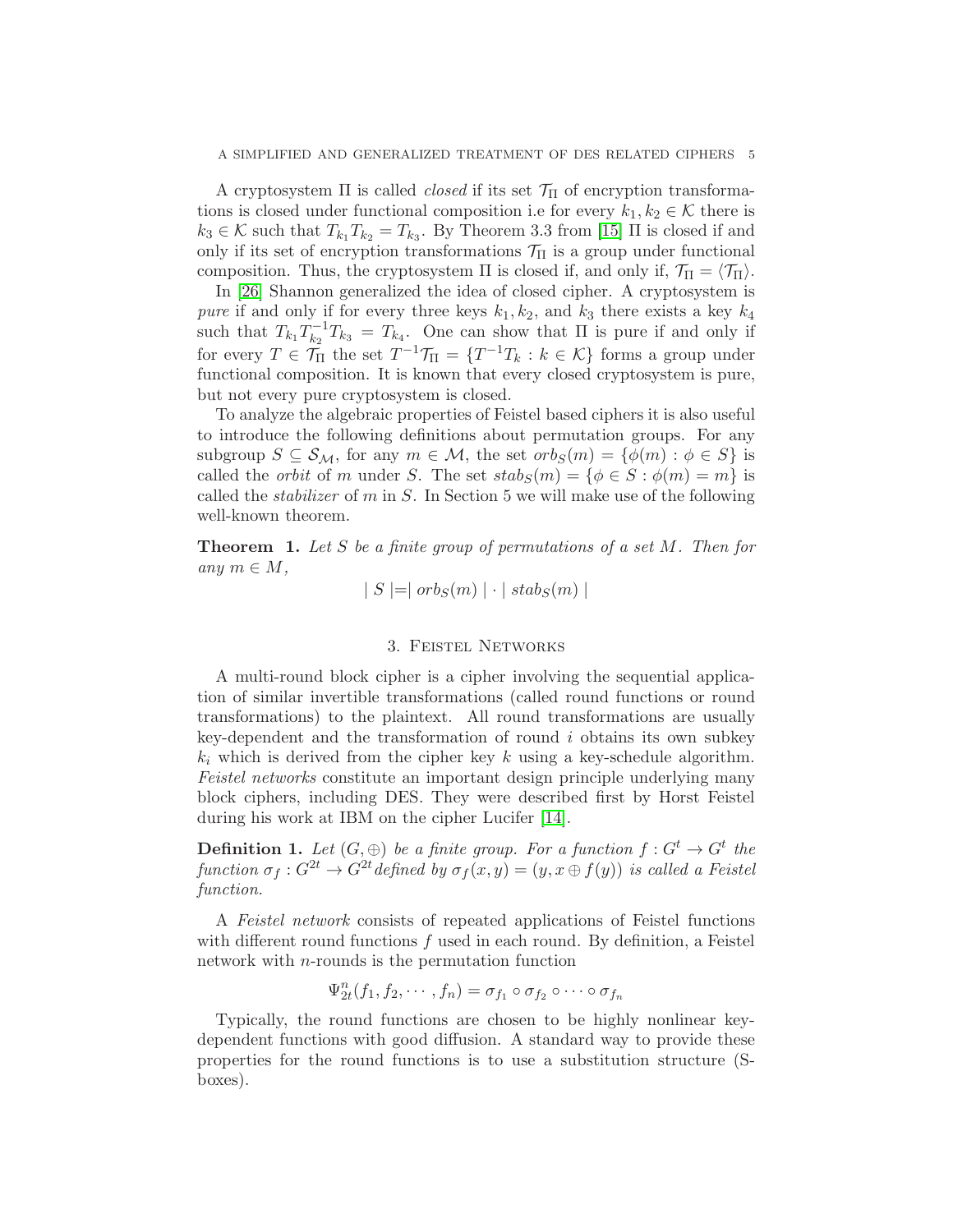A cryptosystem $\Pi$ is called *closed* if its set $\mathcal{T}_\Pi$ of encryption transformations is closed under functional composition i.e for every $k_1, k_2 \in \mathcal{K}$ there is $k_3 \in \mathcal{K}$ such that $T_{k_1}T_{k_2} = T_{k_3}$. By Theorem 3.3 from [15] $\Pi$ is closed if and only if its set of encryption transformations $\mathcal{T}_\Pi$ is a group under functional composition. Thus, the cryptosystem $\Pi$ is closed if, and only if, $\mathcal{T}_\Pi = \langle \mathcal{T}_\Pi \rangle$.

In [26] Shannon generalized the idea of closed cipher. A cryptosystem is *pure* if and only if for every three keys $k_1, k_2$, and $k_3$ there exists a key $k_4$ such that $T_{k_1}T_{k_2}^{-1}T_{k_3} = T_{k_4}$. One can show that $\Pi$ is pure if and only if for every $T \in \mathcal{T}_\Pi$ the set $T^{-1}\mathcal{T}_\Pi = \{T^{-1}T_k : k \in \mathcal{K}\}$ forms a group under functional composition. It is known that every closed cryptosystem is pure, but not every pure cryptosystem is closed.

To analyze the algebraic properties of Feistel based ciphers it is also useful to introduce the following definitions about permutation groups. For any subgroup $S \subseteq \mathcal{S}_\mathcal{M}$, for any $m \in \mathcal{M}$, the set $orb_S(m) = \{\phi(m) : \phi \in S\}$ is called the *orbit* of $m$ under $S$. The set $stab_S(m) = \{\phi \in S : \phi(m) = m\}$ is called the *stabilizer* of $m$ in $S$. In Section 5 we will make use of the following well-known theorem.

**Theorem 1.** *Let $S$ be a finite group of permutations of a set $M$. Then for any $m \in M$,*

$$| S | = | orb_S(m) | \cdot | stab_S(m) |$$

## 3. Feistel Networks

A multi-round block cipher is a cipher involving the sequential application of similar invertible transformations (called round functions or round transformations) to the plaintext. All round transformations are usually key-dependent and the transformation of round $i$ obtains its own subkey $k_i$ which is derived from the cipher key $k$ using a key-schedule algorithm. *Feistel networks* constitute an important design principle underlying many block ciphers, including DES. They were described first by Horst Feistel during his work at IBM on the cipher Lucifer [14].

**Definition 1.** *Let $(G, \oplus)$ be a finite group. For a function $f : G^t \to G^t$ the function $\sigma_f : G^{2t} \to G^{2t}$ defined by $\sigma_f(x, y) = (y, x \oplus f(y))$ is called a Feistel function.*

A *Feistel network* consists of repeated applications of Feistel functions with different round functions $f$ used in each round. By definition, a Feistel network with $n$-rounds is the permutation function

$$\Psi^n_{2t}(f_1, f_2, \cdots, f_n) = \sigma_{f_1} \circ \sigma_{f_2} \circ \cdots \circ \sigma_{f_n}$$

Typically, the round functions are chosen to be highly nonlinear key-dependent functions with good diffusion. A standard way to provide these properties for the round functions is to use a substitution structure (S-boxes).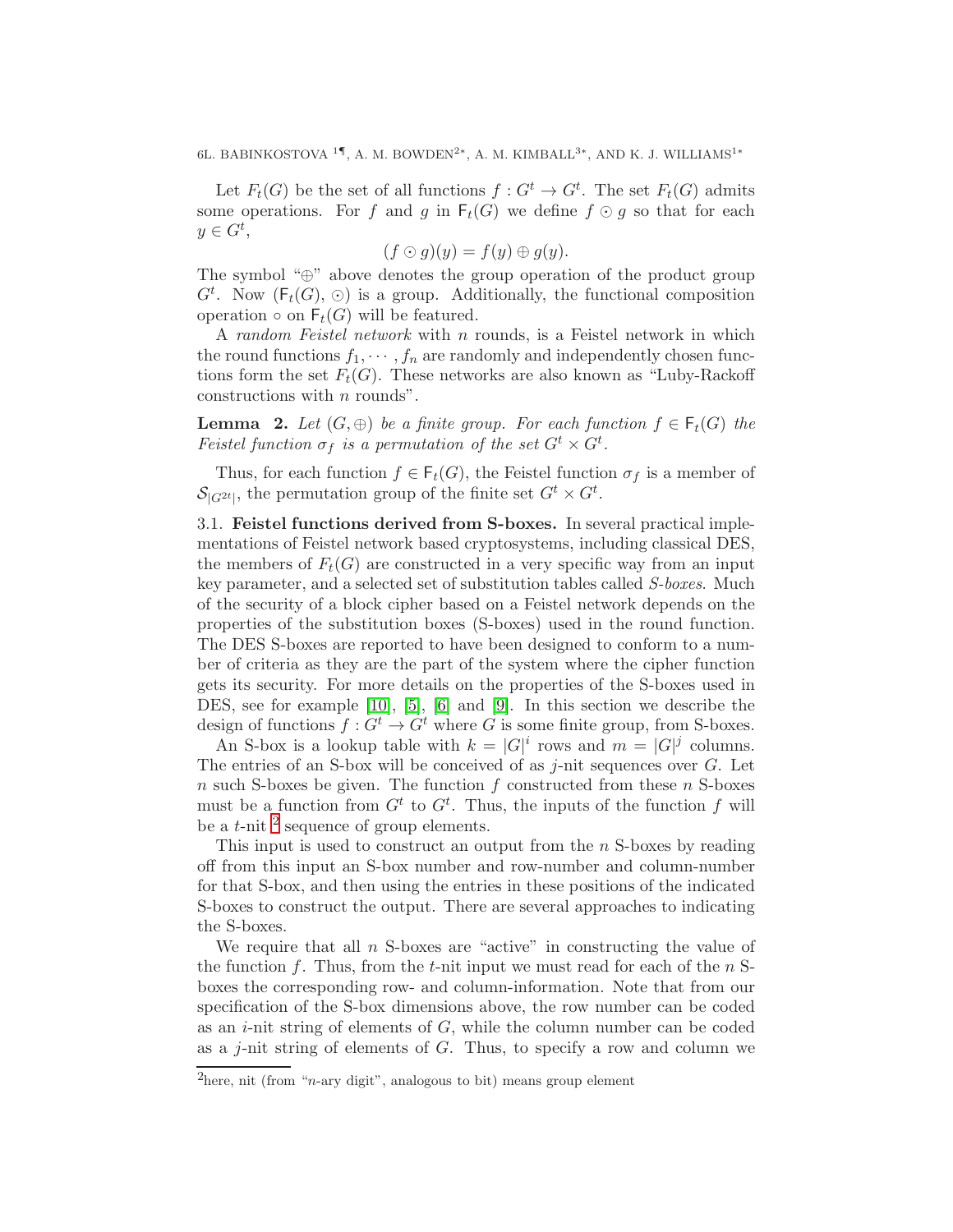Let $F_t(G)$ be the set of all functions $f : G^t \to G^t$. The set $F_t(G)$ admits some operations. For $f$ and $g$ in $\mathsf{F}_t(G)$ we define $f \odot g$ so that for each $y \in G^t$,

$$(f \odot g)(y) = f(y) \oplus g(y).$$

The symbol "$\oplus$" above denotes the group operation of the product group $G^t$. Now $(\mathsf{F}_t(G), \odot)$ is a group. Additionally, the functional composition operation $\circ$ on $\mathsf{F}_t(G)$ will be featured.

A *random Feistel network* with $n$ rounds, is a Feistel network in which the round functions $f_1, \cdots, f_n$ are randomly and independently chosen functions form the set $F_t(G)$. These networks are also known as "Luby-Rackoff constructions with $n$ rounds".

**Lemma 2.** *Let $(G, \oplus)$ be a finite group. For each function $f \in \mathsf{F}_t(G)$ the Feistel function $\sigma_f$ is a permutation of the set $G^t \times G^t$.*

Thus, for each function $f \in \mathsf{F}_t(G)$, the Feistel function $\sigma_f$ is a member of $\mathcal{S}_{|G^{2t}|}$, the permutation group of the finite set $G^t \times G^t$.

### 3.1. Feistel functions derived from S-boxes.

In several practical implementations of Feistel network based cryptosystems, including classical DES, the members of $F_t(G)$ are constructed in a very specific way from an input key parameter, and a selected set of substitution tables called *S-boxes*. Much of the security of a block cipher based on a Feistel network depends on the properties of the substitution boxes (S-boxes) used in the round function. The DES S-boxes are reported to have been designed to conform to a number of criteria as they are the part of the system where the cipher function gets its security. For more details on the properties of the S-boxes used in DES, see for example [10], [5], [6] and [9]. In this section we describe the design of functions $f : G^t \to G^t$ where $G$ is some finite group, from S-boxes.

An S-box is a lookup table with $k = |G|^i$ rows and $m = |G|^j$ columns. The entries of an S-box will be conceived of as $j$-nit sequences over $G$. Let $n$ such S-boxes be given. The function $f$ constructed from these $n$ S-boxes must be a function from $G^t$ to $G^t$. Thus, the inputs of the function $f$ will be a $t$-nit [2] sequence of group elements.

This input is used to construct an output from the $n$ S-boxes by reading off from this input an S-box number and row-number and column-number for that S-box, and then using the entries in these positions of the indicated S-boxes to construct the output. There are several approaches to indicating the S-boxes.

We require that all $n$ S-boxes are "active" in constructing the value of the function $f$. Thus, from the $t$-nit input we must read for each of the $n$ S-boxes the corresponding row- and column-information. Note that from our specification of the S-box dimensions above, the row number can be coded as an $i$-nit string of elements of $G$, while the column number can be coded as a $j$-nit string of elements of $G$. Thus, to specify a row and column we

[2] here, nit (from "$n$-ary digit", analogous to bit) means group element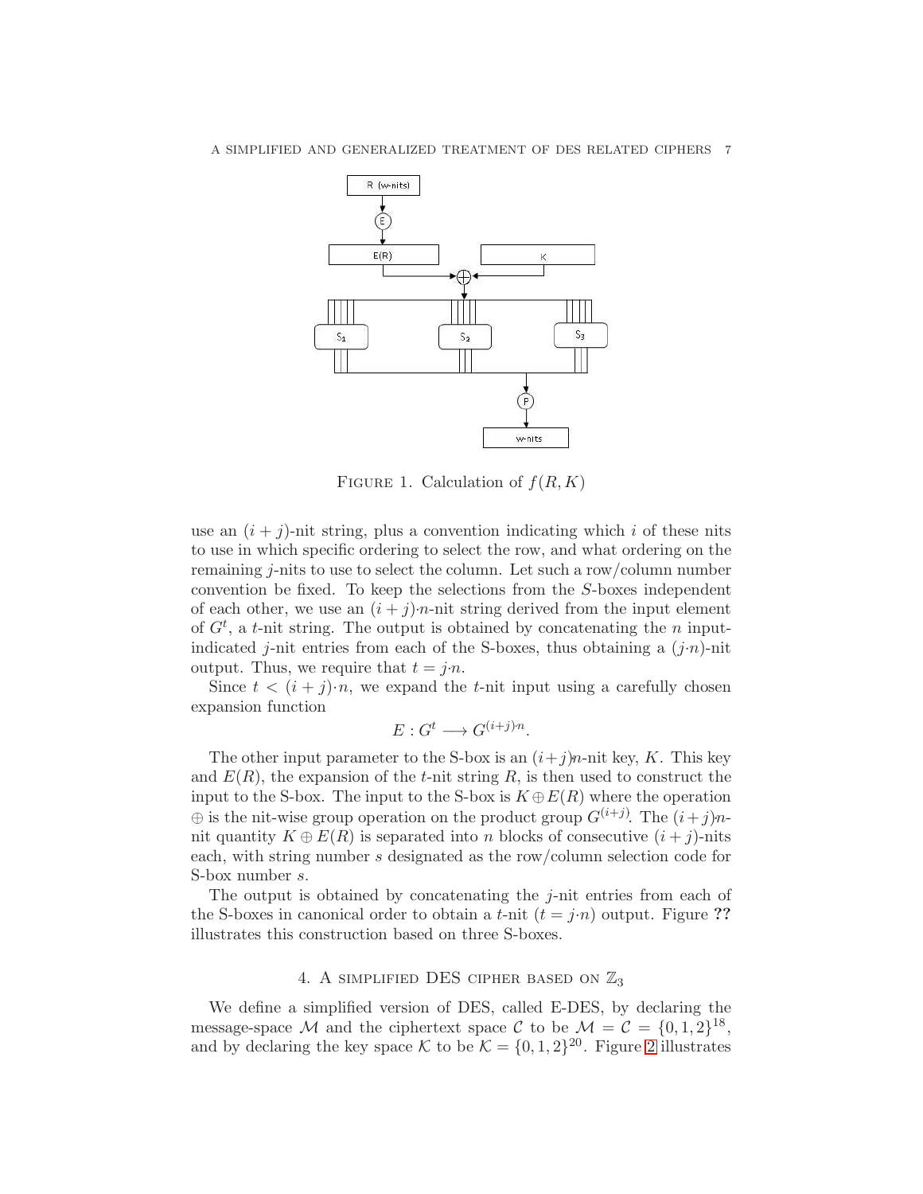FIGURE 1. Calculation of $f(R, K)$

use an $(i + j)$-nit string, plus a convention indicating which $i$ of these nits to use in which specific ordering to select the row, and what ordering on the remaining $j$-nits to use to select the column. Let such a row/column number convention be fixed. To keep the selections from the $S$-boxes independent of each other, we use an $(i + j)\cdot n$-nit string derived from the input element of $G^t$, a $t$-nit string. The output is obtained by concatenating the $n$ input-indicated $j$-nit entries from each of the S-boxes, thus obtaining a $(j\cdot n)$-nit output. Thus, we require that $t = j\cdot n$.

Since $t < (i + j)\cdot n$, we expand the $t$-nit input using a carefully chosen expansion function

$$E : G^t \longrightarrow G^{(i+j)\cdot n}.$$

The other input parameter to the S-box is an $(i+j)n$-nit key, $K$. This key and $E(R)$, the expansion of the $t$-nit string $R$, is then used to construct the input to the S-box. The input to the S-box is $K \oplus E(R)$ where the operation $\oplus$ is the nit-wise group operation on the product group $G^{(i+j)}$. The $(i+j)n$-nit quantity $K \oplus E(R)$ is separated into $n$ blocks of consecutive $(i + j)$-nits each, with string number $s$ designated as the row/column selection code for S-box number $s$.

The output is obtained by concatenating the $j$-nit entries from each of the S-boxes in canonical order to obtain a $t$-nit ($t = j\cdot n$) output. Figure **??** illustrates this construction based on three S-boxes.

## 4. A simplified DES cipher based on $\mathbb{Z}_3$

We define a simplified version of DES, called E-DES, by declaring the message-space $\mathcal{M}$ and the ciphertext space $\mathcal{C}$ to be $\mathcal{M} = \mathcal{C} = \{0, 1, 2\}^{18}$, and by declaring the key space $\mathcal{K}$ to be $\mathcal{K} = \{0, 1, 2\}^{20}$. Figure 2 illustrates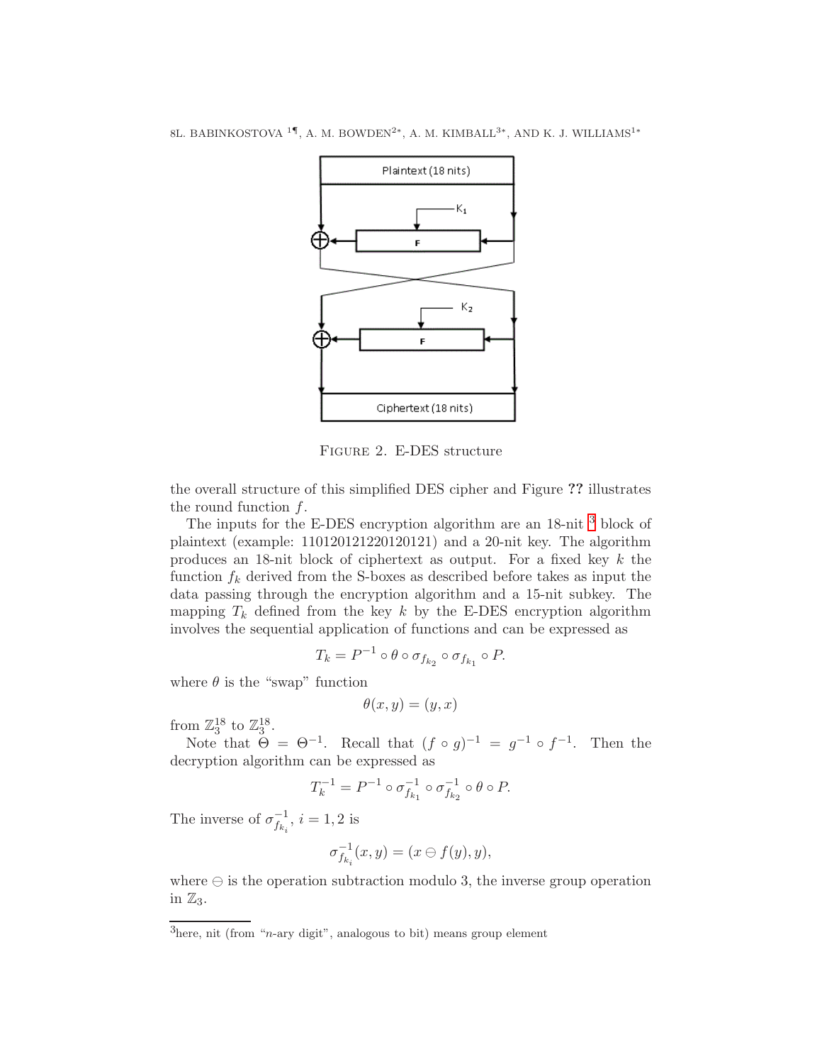FIGURE 2. E-DES structure

the overall structure of this simplified DES cipher and Figure **??** illustrates the round function $f$.

The inputs for the E-DES encryption algorithm are an 18-nit [3] block of plaintext (example: 110120121220120121) and a 20-nit key. The algorithm produces an 18-nit block of ciphertext as output. For a fixed key $k$ the function $f_k$ derived from the S-boxes as described before takes as input the data passing through the encryption algorithm and a 15-nit subkey. The mapping $T_k$ defined from the key $k$ by the E-DES encryption algorithm involves the sequential application of functions and can be expressed as

$$T_k = P^{-1} \circ \theta \circ \sigma_{f_{k_2}} \circ \sigma_{f_{k_1}} \circ P.$$

where $\theta$ is the "swap" function

$$\theta(x, y) = (y, x)$$

from $\mathbb{Z}_3^{18}$ to $\mathbb{Z}_3^{18}$.

Note that $\Theta = \Theta^{-1}$. Recall that $(f \circ g)^{-1} = g^{-1} \circ f^{-1}$. Then the decryption algorithm can be expressed as

$$T_k^{-1} = P^{-1} \circ \sigma_{f_{k_1}}^{-1} \circ \sigma_{f_{k_2}}^{-1} \circ \theta \circ P.$$

The inverse of $\sigma_{f_{k_i}}^{-1}$, $i = 1, 2$ is

$$\sigma_{f_{k_i}}^{-1}(x, y) = (x \ominus f(y), y),$$

where $\ominus$ is the operation subtraction modulo 3, the inverse group operation in $\mathbb{Z}_3$.

[3] here, nit (from "$n$-ary digit", analogous to bit) means group element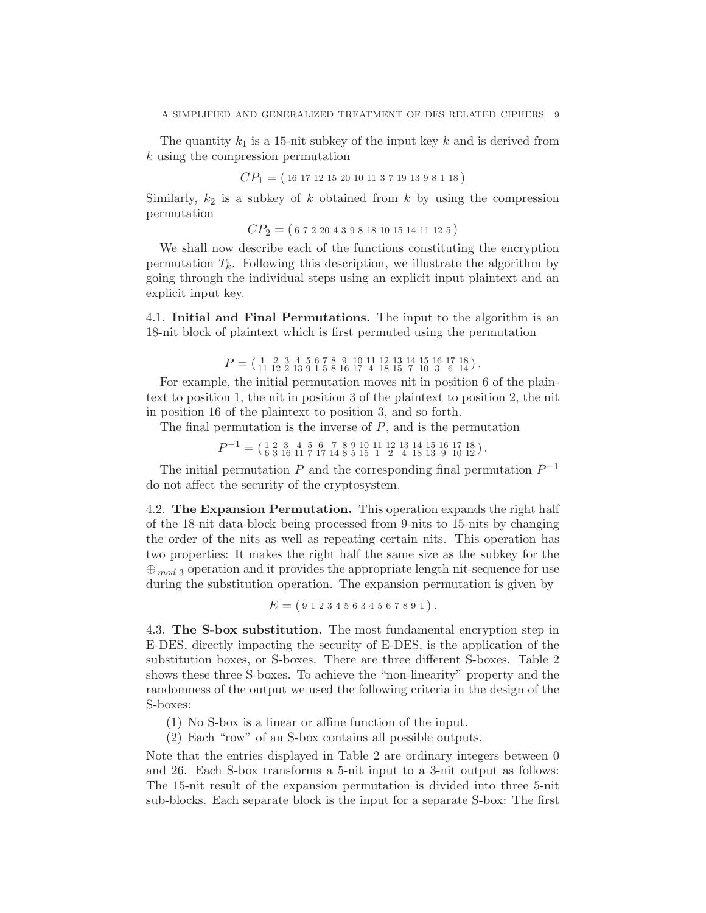The quantity $k_1$ is a 15-nit subkey of the input key $k$ and is derived from $k$ using the compression permutation

$$CP_1 = \left( 16\ 17\ 12\ 15\ 20\ 10\ 11\ 3\ 7\ 19\ 13\ 9\ 8\ 1\ 18 \right)$$

Similarly, $k_2$ is a subkey of $k$ obtained from $k$ by using the compression permutation

$$CP_2 = \left( 6\ 7\ 2\ 20\ 4\ 3\ 9\ 8\ 18\ 10\ 15\ 14\ 11\ 12\ 5 \right)$$

We shall now describe each of the functions constituting the encryption permutation $T_k$. Following this description, we illustrate the algorithm by going through the individual steps using an explicit input plaintext and an explicit input key.

4.1. **Initial and Final Permutations.** The input to the algorithm is an 18-nit block of plaintext which is first permuted using the permutation

$$P = \left( \begin{smallmatrix} 1 & 2 & 3 & 4 & 5 & 6 & 7 & 8 & 9 & 10 & 11 & 12 & 13 & 14 & 15 & 16 & 17 & 18 \\ 11 & 12 & 2 & 13 & 9 & 1 & 5 & 8 & 16 & 17 & 4 & 18 & 15 & 7 & 10 & 3 & 6 & 14 \end{smallmatrix} \right).$$

For example, the initial permutation moves nit in position 6 of the plaintext to position 1, the nit in position 3 of the plaintext to position 2, the nit in position 16 of the plaintext to position 3, and so forth.

The final permutation is the inverse of $P$, and is the permutation

$$P^{-1} = \left( \begin{smallmatrix} 1 & 2 & 3 & 4 & 5 & 6 & 7 & 8 & 9 & 10 & 11 & 12 & 13 & 14 & 15 & 16 & 17 & 18 \\ 6 & 3 & 16 & 11 & 7 & 17 & 14 & 8 & 5 & 15 & 1 & 2 & 4 & 18 & 13 & 9 & 10 & 12 \end{smallmatrix} \right).$$

The initial permutation $P$ and the corresponding final permutation $P^{-1}$ do not affect the security of the cryptosystem.

4.2. **The Expansion Permutation.** This operation expands the right half of the 18-nit data-block being processed from 9-nits to 15-nits by changing the order of the nits as well as repeating certain nits. This operation has two properties: It makes the right half the same size as the subkey for the $\oplus_{mod\ 3}$ operation and it provides the appropriate length nit-sequence for use during the substitution operation. The expansion permutation is given by

$$E = \left( 9\ 1\ 2\ 3\ 4\ 5\ 6\ 3\ 4\ 5\ 6\ 7\ 8\ 9\ 1 \right).$$

4.3. **The S-box substitution.** The most fundamental encryption step in E-DES, directly impacting the security of E-DES, is the application of the substitution boxes, or S-boxes. There are three different S-boxes. Table 2 shows these three S-boxes. To achieve the "non-linearity" property and the randomness of the output we used the following criteria in the design of the S-boxes:

(1) No S-box is a linear or affine function of the input.
(2) Each "row" of an S-box contains all possible outputs.

Note that the entries displayed in Table 2 are ordinary integers between 0 and 26. Each S-box transforms a 5-nit input to a 3-nit output as follows: The 15-nit result of the expansion permutation is divided into three 5-nit sub-blocks. Each separate block is the input for a separate S-box: The first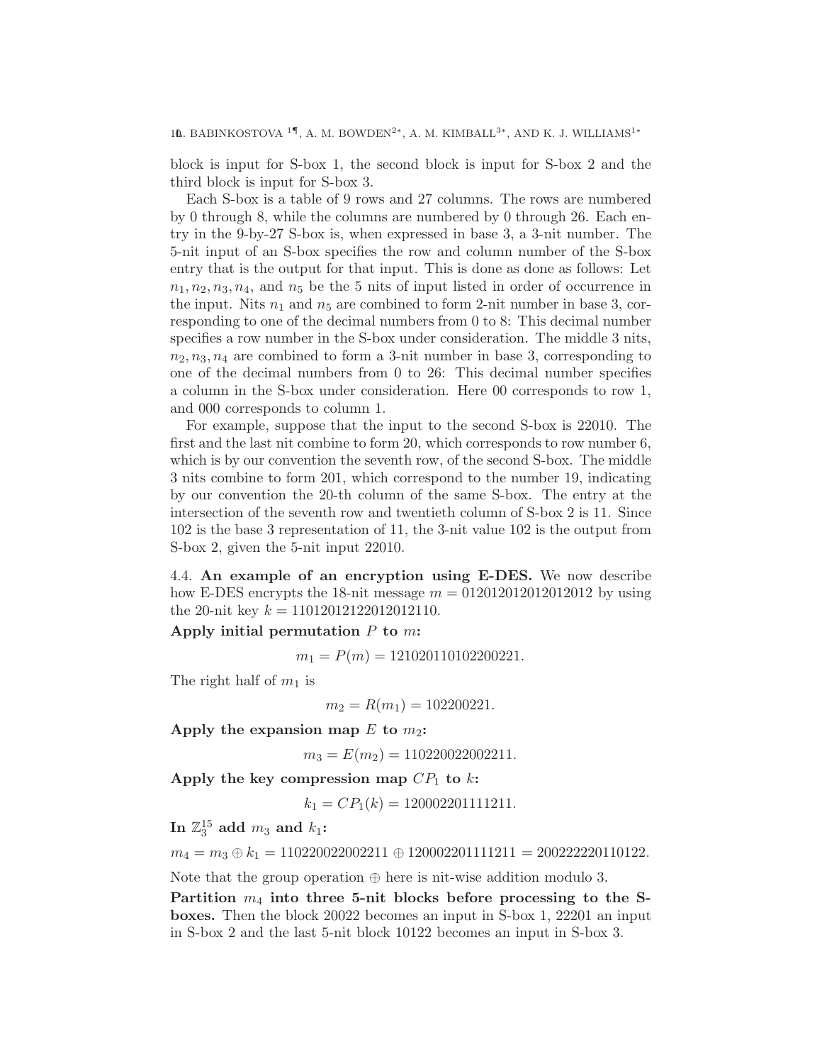block is input for S-box 1, the second block is input for S-box 2 and the third block is input for S-box 3.

Each S-box is a table of 9 rows and 27 columns. The rows are numbered by 0 through 8, while the columns are numbered by 0 through 26. Each entry in the 9-by-27 S-box is, when expressed in base 3, a 3-nit number. The 5-nit input of an S-box specifies the row and column number of the S-box entry that is the output for that input. This is done as done as follows: Let $n_1, n_2, n_3, n_4$, and $n_5$ be the 5 nits of input listed in order of occurrence in the input. Nits $n_1$ and $n_5$ are combined to form 2-nit number in base 3, corresponding to one of the decimal numbers from 0 to 8: This decimal number specifies a row number in the S-box under consideration. The middle 3 nits, $n_2, n_3, n_4$ are combined to form a 3-nit number in base 3, corresponding to one of the decimal numbers from 0 to 26: This decimal number specifies a column in the S-box under consideration. Here 00 corresponds to row 1, and 000 corresponds to column 1.

For example, suppose that the input to the second S-box is 22010. The first and the last nit combine to form 20, which corresponds to row number 6, which is by our convention the seventh row, of the second S-box. The middle 3 nits combine to form 201, which correspond to the number 19, indicating by our convention the 20-th column of the same S-box. The entry at the intersection of the seventh row and twentieth column of S-box 2 is 11. Since 102 is the base 3 representation of 11, the 3-nit value 102 is the output from S-box 2, given the 5-nit input 22010.

4.4. **An example of an encryption using E-DES.** We now describe how E-DES encrypts the 18-nit message $m = 012012012012012012$ by using the 20-nit key $k = 11012012122012012110$.

**Apply initial permutation $P$ to $m$:**

$$m_1 = P(m) = 121020110102200221.$$

The right half of $m_1$ is

$$m_2 = R(m_1) = 102200221.$$

**Apply the expansion map $E$ to $m_2$:**

$$m_3 = E(m_2) = 110220022002211.$$

**Apply the key compression map $CP_1$ to $k$:**

$$k_1 = CP_1(k) = 120002201111211.$$

**In $\mathbb{Z}_3^{15}$ add $m_3$ and $k_1$:**

$$m_4 = m_3 \oplus k_1 = 110220022002211 \oplus 120002201111211 = 200222220110122.$$

Note that the group operation $\oplus$ here is nit-wise addition modulo 3.

**Partition $m_4$ into three 5-nit blocks before processing to the S-boxes.** Then the block 20022 becomes an input in S-box 1, 22201 an input in S-box 2 and the last 5-nit block 10122 becomes an input in S-box 3.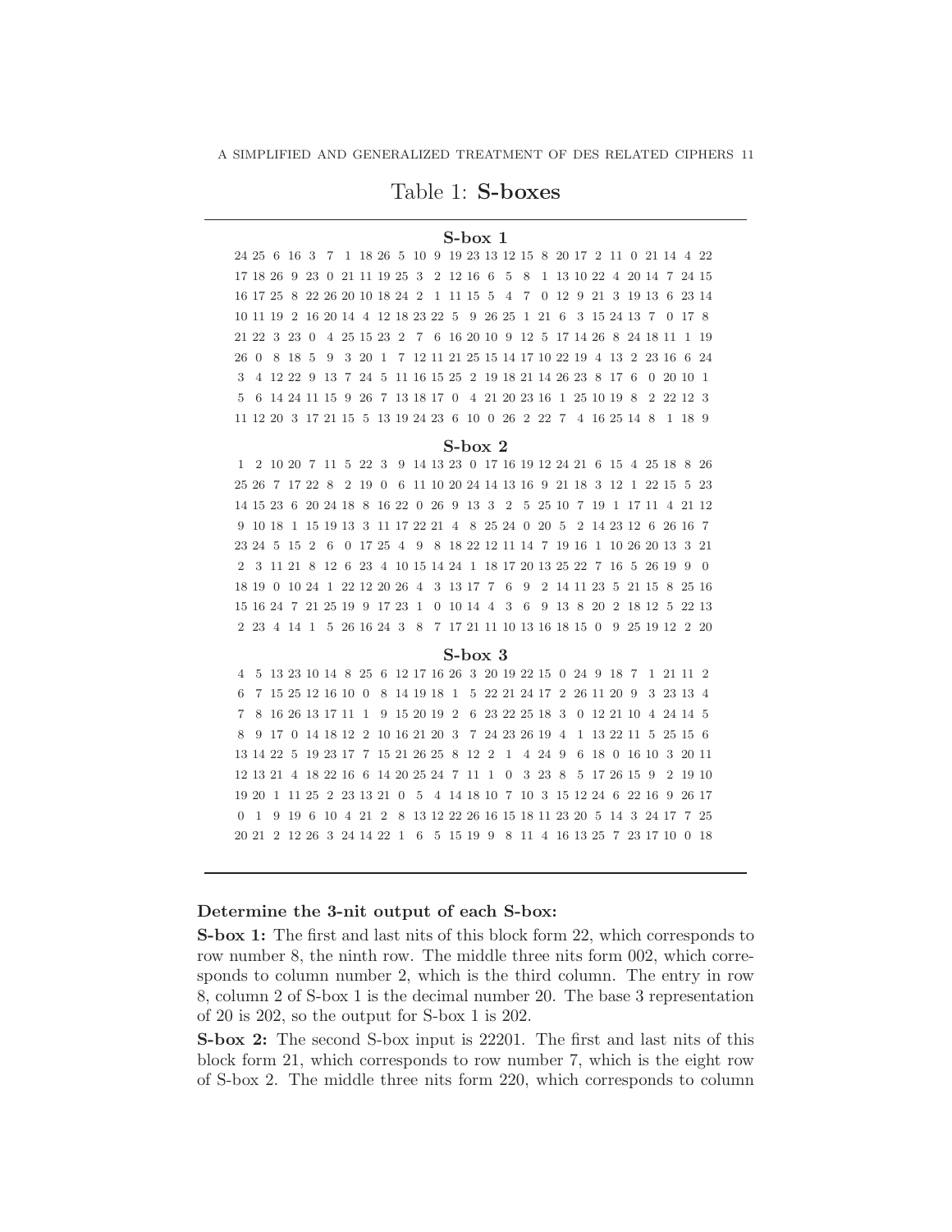# Table 1: **S-boxes**

**S-box 1**

|  |  |  |  |  |  |  |  |  |  |  |  |  |  |  |  |  |  |  |  |  |  |  |  |  |  |  |
|---|---|---|---|---|---|---|---|---|---|---|---|---|---|---|---|---|---|---|---|---|---|---|---|---|---|---|
| 24 | 25 | 6 | 16 | 3 | 7 | 1 | 18 | 26 | 5 | 10 | 9 | 19 | 23 | 13 | 12 | 15 | 8 | 20 | 17 | 2 | 11 | 0 | 21 | 14 | 4 | 22 |
| 17 | 18 | 26 | 9 | 23 | 0 | 21 | 11 | 19 | 25 | 3 | 2 | 12 | 16 | 6 | 5 | 8 | 1 | 13 | 10 | 22 | 4 | 20 | 14 | 7 | 24 | 15 |
| 16 | 17 | 25 | 8 | 22 | 26 | 20 | 10 | 18 | 24 | 2 | 1 | 11 | 15 | 5 | 4 | 7 | 0 | 12 | 9 | 21 | 3 | 19 | 13 | 6 | 23 | 14 |
| 10 | 11 | 19 | 2 | 16 | 20 | 14 | 4 | 12 | 18 | 23 | 22 | 5 | 9 | 26 | 25 | 1 | 21 | 6 | 3 | 15 | 24 | 13 | 7 | 0 | 17 | 8 |
| 21 | 22 | 3 | 23 | 0 | 4 | 25 | 15 | 23 | 2 | 7 | 6 | 16 | 20 | 10 | 9 | 12 | 5 | 17 | 14 | 26 | 8 | 24 | 18 | 11 | 1 | 19 |
| 26 | 0 | 8 | 18 | 5 | 9 | 3 | 20 | 1 | 7 | 12 | 11 | 21 | 25 | 15 | 14 | 17 | 10 | 22 | 19 | 4 | 13 | 2 | 23 | 16 | 6 | 24 |
| 3 | 4 | 12 | 22 | 9 | 13 | 7 | 24 | 5 | 11 | 16 | 15 | 25 | 2 | 19 | 18 | 21 | 14 | 26 | 23 | 8 | 17 | 6 | 0 | 20 | 10 | 1 |
| 5 | 6 | 14 | 24 | 11 | 15 | 9 | 26 | 7 | 13 | 18 | 17 | 0 | 4 | 21 | 20 | 23 | 16 | 1 | 25 | 10 | 19 | 8 | 2 | 22 | 12 | 3 |
| 11 | 12 | 20 | 3 | 17 | 21 | 15 | 5 | 13 | 19 | 24 | 23 | 6 | 10 | 0 | 26 | 2 | 22 | 7 | 4 | 16 | 25 | 14 | 8 | 1 | 18 | 9 |

**S-box 2**

|  |  |  |  |  |  |  |  |  |  |  |  |  |  |  |  |  |  |  |  |  |  |  |  |  |  |  |
|---|---|---|---|---|---|---|---|---|---|---|---|---|---|---|---|---|---|---|---|---|---|---|---|---|---|---|
| 1 | 2 | 10 | 20 | 7 | 11 | 5 | 22 | 3 | 9 | 14 | 13 | 23 | 0 | 17 | 16 | 19 | 12 | 24 | 21 | 6 | 15 | 4 | 25 | 18 | 8 | 26 |
| 25 | 26 | 7 | 17 | 22 | 8 | 2 | 19 | 0 | 6 | 11 | 10 | 20 | 24 | 14 | 13 | 16 | 9 | 21 | 18 | 3 | 12 | 1 | 22 | 15 | 5 | 23 |
| 14 | 15 | 23 | 6 | 20 | 24 | 18 | 8 | 16 | 22 | 0 | 26 | 9 | 13 | 3 | 2 | 5 | 25 | 10 | 7 | 19 | 1 | 17 | 11 | 4 | 21 | 12 |
| 9 | 10 | 18 | 1 | 15 | 19 | 13 | 3 | 11 | 17 | 22 | 21 | 4 | 8 | 25 | 24 | 0 | 20 | 5 | 2 | 14 | 23 | 12 | 6 | 26 | 16 | 7 |
| 23 | 24 | 5 | 15 | 2 | 6 | 0 | 17 | 25 | 4 | 9 | 8 | 18 | 22 | 12 | 11 | 14 | 7 | 19 | 16 | 1 | 10 | 26 | 20 | 13 | 3 | 21 |
| 2 | 3 | 11 | 21 | 8 | 12 | 6 | 23 | 4 | 10 | 15 | 14 | 24 | 1 | 18 | 17 | 20 | 13 | 25 | 22 | 7 | 16 | 5 | 26 | 19 | 9 | 0 |
| 18 | 19 | 0 | 10 | 24 | 1 | 22 | 12 | 20 | 26 | 4 | 3 | 13 | 17 | 7 | 6 | 9 | 2 | 14 | 11 | 23 | 5 | 21 | 15 | 8 | 25 | 16 |
| 15 | 16 | 24 | 7 | 21 | 25 | 19 | 9 | 17 | 23 | 1 | 0 | 10 | 14 | 4 | 3 | 6 | 9 | 13 | 8 | 20 | 2 | 18 | 12 | 5 | 22 | 13 |
| 2 | 23 | 4 | 14 | 1 | 5 | 26 | 16 | 24 | 3 | 8 | 7 | 17 | 21 | 11 | 10 | 13 | 16 | 18 | 15 | 0 | 9 | 25 | 19 | 12 | 2 | 20 |

**S-box 3**

|  |  |  |  |  |  |  |  |  |  |  |  |  |  |  |  |  |  |  |  |  |  |  |  |  |  |  |
|---|---|---|---|---|---|---|---|---|---|---|---|---|---|---|---|---|---|---|---|---|---|---|---|---|---|---|
| 4 | 5 | 13 | 23 | 10 | 14 | 8 | 25 | 6 | 12 | 17 | 16 | 26 | 3 | 20 | 19 | 22 | 15 | 0 | 24 | 9 | 18 | 7 | 1 | 21 | 11 | 2 |
| 6 | 7 | 15 | 25 | 12 | 16 | 10 | 0 | 8 | 14 | 19 | 18 | 1 | 5 | 22 | 21 | 24 | 17 | 2 | 26 | 11 | 20 | 9 | 3 | 23 | 13 | 4 |
| 7 | 8 | 16 | 26 | 13 | 17 | 11 | 1 | 9 | 15 | 20 | 19 | 2 | 6 | 23 | 22 | 25 | 18 | 3 | 0 | 12 | 21 | 10 | 4 | 24 | 14 | 5 |
| 8 | 9 | 17 | 0 | 14 | 18 | 12 | 2 | 10 | 16 | 21 | 20 | 3 | 7 | 24 | 23 | 26 | 19 | 4 | 1 | 13 | 22 | 11 | 5 | 25 | 15 | 6 |
| 13 | 14 | 22 | 5 | 19 | 23 | 17 | 7 | 15 | 21 | 26 | 25 | 8 | 12 | 2 | 1 | 4 | 24 | 9 | 6 | 18 | 0 | 16 | 10 | 3 | 20 | 11 |
| 12 | 13 | 21 | 4 | 18 | 22 | 16 | 6 | 14 | 20 | 25 | 24 | 7 | 11 | 1 | 0 | 3 | 23 | 8 | 5 | 17 | 26 | 15 | 9 | 2 | 19 | 10 |
| 19 | 20 | 1 | 11 | 25 | 2 | 23 | 13 | 21 | 0 | 5 | 4 | 14 | 18 | 10 | 7 | 10 | 3 | 15 | 12 | 24 | 6 | 22 | 16 | 9 | 26 | 17 |
| 0 | 1 | 9 | 19 | 6 | 10 | 4 | 21 | 2 | 8 | 13 | 12 | 22 | 26 | 16 | 15 | 18 | 11 | 23 | 20 | 5 | 14 | 3 | 24 | 17 | 7 | 25 |
| 20 | 21 | 2 | 12 | 26 | 3 | 24 | 14 | 22 | 1 | 6 | 5 | 15 | 19 | 9 | 8 | 11 | 4 | 16 | 13 | 25 | 7 | 23 | 17 | 10 | 0 | 18 |

**Determine the 3-nit output of each S-box:**

**S-box 1:** The first and last nits of this block form 22, which corresponds to row number 8, the ninth row. The middle three nits form 002, which corresponds to column number 2, which is the third column. The entry in row 8, column 2 of S-box 1 is the decimal number 20. The base 3 representation of 20 is 202, so the output for S-box 1 is 202.

**S-box 2:** The second S-box input is 22201. The first and last nits of this block form 21, which corresponds to row number 7, which is the eight row of S-box 2. The middle three nits form 220, which corresponds to column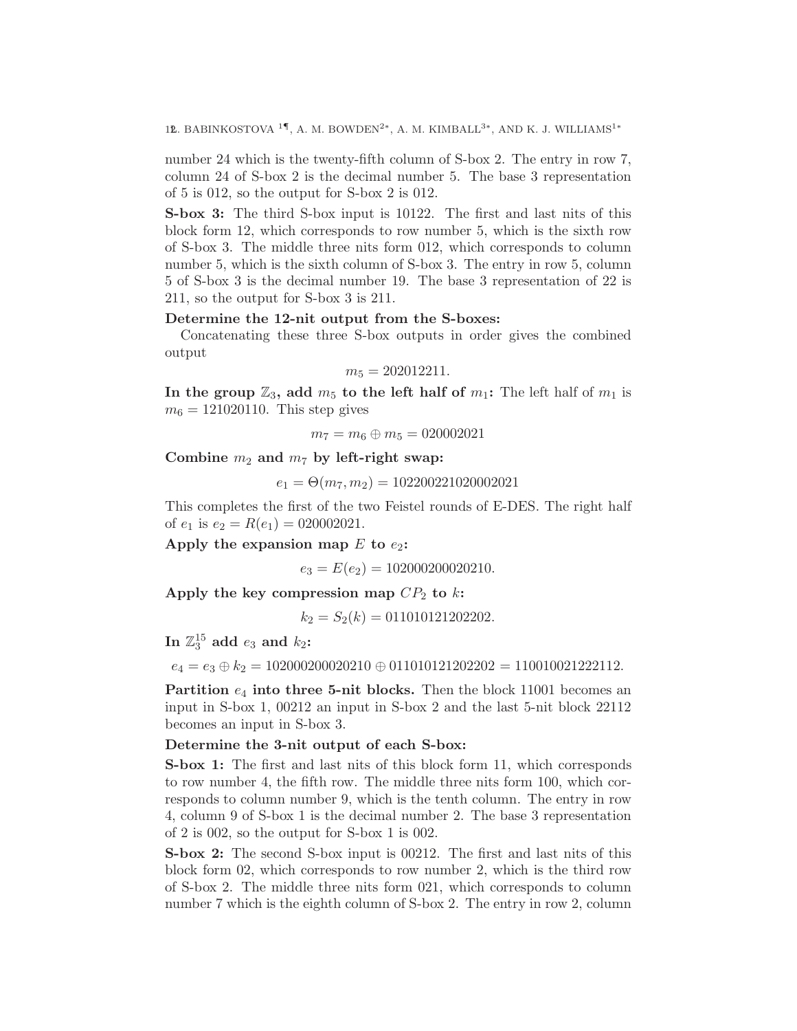number 24 which is the twenty-fifth column of S-box 2. The entry in row 7, column 24 of S-box 2 is the decimal number 5. The base 3 representation of 5 is 012, so the output for S-box 2 is 012.

**S-box 3:** The third S-box input is 10122. The first and last nits of this block form 12, which corresponds to row number 5, which is the sixth row of S-box 3. The middle three nits form 012, which corresponds to column number 5, which is the sixth column of S-box 3. The entry in row 5, column 5 of S-box 3 is the decimal number 19. The base 3 representation of 22 is 211, so the output for S-box 3 is 211.

**Determine the 12-nit output from the S-boxes:**

Concatenating these three S-box outputs in order gives the combined output

$$m_5 = 202012211.$$

**In the group $\mathbb{Z}_3$, add $m_5$ to the left half of $m_1$:** The left half of $m_1$ is $m_6 = 121020110$. This step gives

$$m_7 = m_6 \oplus m_5 = 020002021$$

**Combine $m_2$ and $m_7$ by left-right swap:**

$$e_1 = \Theta(m_7, m_2) = 102200221020002021$$

This completes the first of the two Feistel rounds of E-DES. The right half of $e_1$ is $e_2 = R(e_1) = 020002021$.

**Apply the expansion map $E$ to $e_2$:**

$$e_3 = E(e_2) = 102000200020210.$$

**Apply the key compression map $CP_2$ to $k$:**

$$k_2 = S_2(k) = 011010121202202.$$

**In $\mathbb{Z}_3^{15}$ add $e_3$ and $k_2$:**

$$e_4 = e_3 \oplus k_2 = 102000200020210 \oplus 011010121202202 = 110010021222112.$$

**Partition $e_4$ into three 5-nit blocks.** Then the block 11001 becomes an input in S-box 1, 00212 an input in S-box 2 and the last 5-nit block 22112 becomes an input in S-box 3.

**Determine the 3-nit output of each S-box:**

**S-box 1:** The first and last nits of this block form 11, which corresponds to row number 4, the fifth row. The middle three nits form 100, which corresponds to column number 9, which is the tenth column. The entry in row 4, column 9 of S-box 1 is the decimal number 2. The base 3 representation of 2 is 002, so the output for S-box 1 is 002.

**S-box 2:** The second S-box input is 00212. The first and last nits of this block form 02, which corresponds to row number 2, which is the third row of S-box 2. The middle three nits form 021, which corresponds to column number 7 which is the eighth column of S-box 2. The entry in row 2, column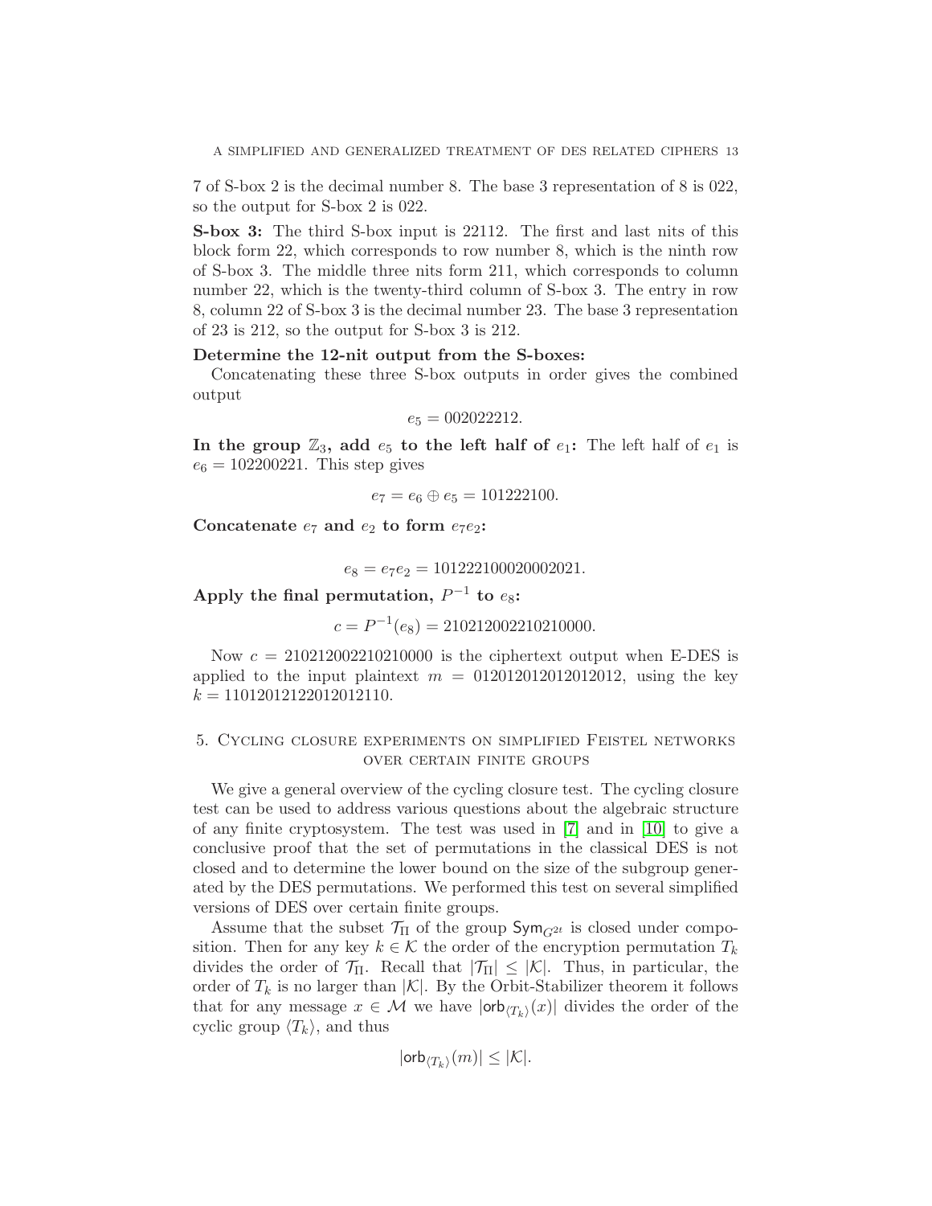7 of S-box 2 is the decimal number 8. The base 3 representation of 8 is 022, so the output for S-box 2 is 022.

**S-box 3:** The third S-box input is 22112. The first and last nits of this block form 22, which corresponds to row number 8, which is the ninth row of S-box 3. The middle three nits form 211, which corresponds to column number 22, which is the twenty-third column of S-box 3. The entry in row 8, column 22 of S-box 3 is the decimal number 23. The base 3 representation of 23 is 212, so the output for S-box 3 is 212.

**Determine the 12-nit output from the S-boxes:**

Concatenating these three S-box outputs in order gives the combined output

$$e_5 = 002022212.$$

**In the group $\mathbb{Z}_3$, add $e_5$ to the left half of $e_1$:** The left half of $e_1$ is $e_6 = 102200221$. This step gives

$$e_7 = e_6 \oplus e_5 = 101222100.$$

**Concatenate $e_7$ and $e_2$ to form $e_7e_2$:**

$$e_8 = e_7e_2 = 101222100020002021.$$

**Apply the final permutation, $P^{-1}$ to $e_8$:**

$$c = P^{-1}(e_8) = 210212002210210000.$$

Now $c = 210212002210210000$ is the ciphertext output when E-DES is applied to the input plaintext $m = 012012012012012012$, using the key $k = 11012012122012012110$.

## 5. Cycling closure experiments on simplified Feistel networks over certain finite groups

We give a general overview of the cycling closure test. The cycling closure test can be used to address various questions about the algebraic structure of any finite cryptosystem. The test was used in [7] and in [10] to give a conclusive proof that the set of permutations in the classical DES is not closed and to determine the lower bound on the size of the subgroup generated by the DES permutations. We performed this test on several simplified versions of DES over certain finite groups.

Assume that the subset $\mathcal{T}_\Pi$ of the group $\mathsf{Sym}_{G^{2t}}$ is closed under composition. Then for any key $k \in \mathcal{K}$ the order of the encryption permutation $T_k$ divides the order of $\mathcal{T}_\Pi$. Recall that $|\mathcal{T}_\Pi| \leq |\mathcal{K}|$. Thus, in particular, the order of $T_k$ is no larger than $|\mathcal{K}|$. By the Orbit-Stabilizer theorem it follows that for any message $x \in \mathcal{M}$ we have $|\mathsf{orb}_{\langle T_k \rangle}(x)|$ divides the order of the cyclic group $\langle T_k \rangle$, and thus

$$|\mathsf{orb}_{\langle T_k \rangle}(m)| \leq |\mathcal{K}|.$$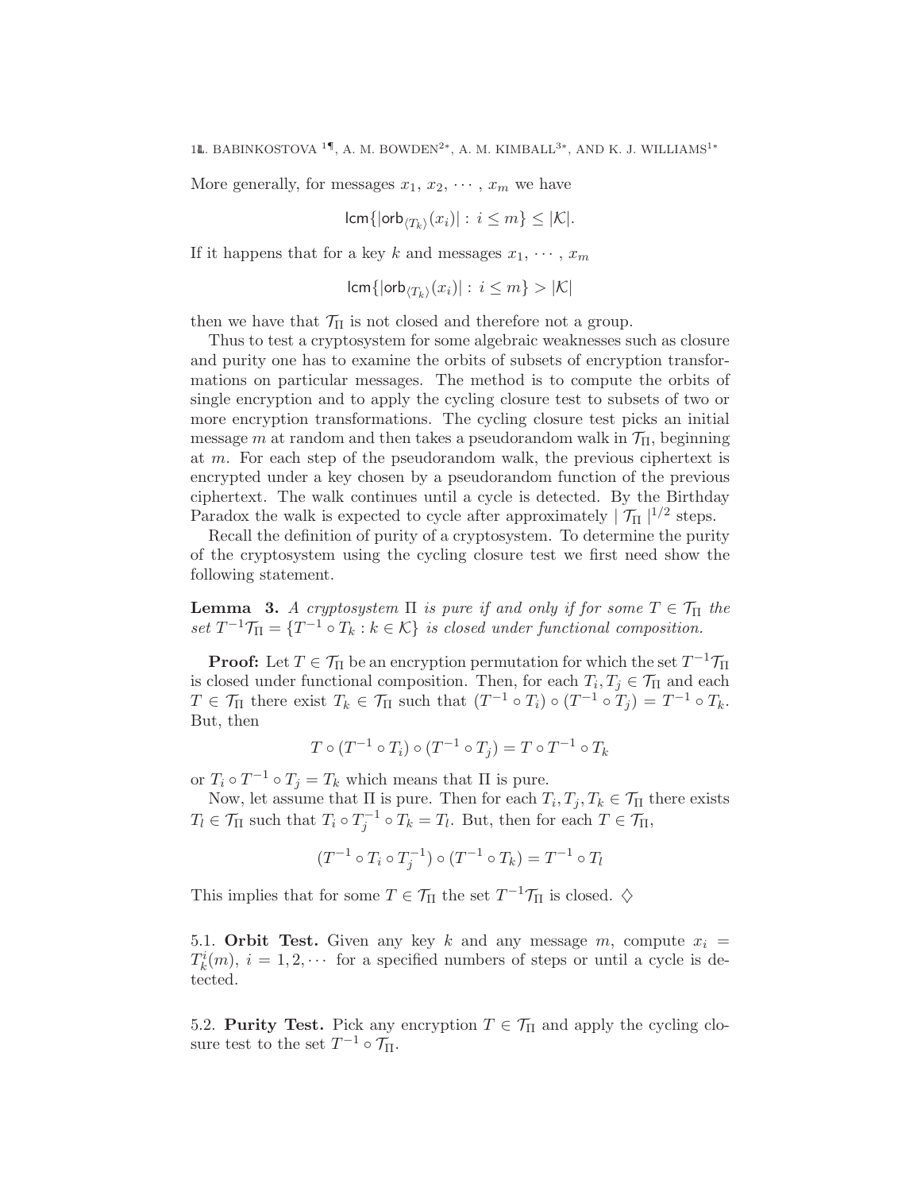More generally, for messages $x_1, x_2, \cdots, x_m$ we have

$$\mathsf{lcm}\{|\mathsf{orb}_{\langle T_k \rangle}(x_i)| : i \leq m\} \leq |\mathcal{K}|.$$

If it happens that for a key $k$ and messages $x_1, \cdots, x_m$

$$\mathsf{lcm}\{|\mathsf{orb}_{\langle T_k \rangle}(x_i)| : i \leq m\} > |\mathcal{K}|$$

then we have that $\mathcal{T}_\Pi$ is not closed and therefore not a group.

Thus to test a cryptosystem for some algebraic weaknesses such as closure and purity one has to examine the orbits of subsets of encryption transformations on particular messages. The method is to compute the orbits of single encryption and to apply the cycling closure test to subsets of two or more encryption transformations. The cycling closure test picks an initial message $m$ at random and then takes a pseudorandom walk in $\mathcal{T}_\Pi$, beginning at $m$. For each step of the pseudorandom walk, the previous ciphertext is encrypted under a key chosen by a pseudorandom function of the previous ciphertext. The walk continues until a cycle is detected. By the Birthday Paradox the walk is expected to cycle after approximately $| \mathcal{T}_\Pi |^{1/2}$ steps.

Recall the definition of purity of a cryptosystem. To determine the purity of the cryptosystem using the cycling closure test we first need show the following statement.

**Lemma 3.** *A cryptosystem $\Pi$ is pure if and only if for some $T \in \mathcal{T}_\Pi$ the set $T^{-1}\mathcal{T}_\Pi = \{T^{-1} \circ T_k : k \in \mathcal{K}\}$ is closed under functional composition.*

**Proof:** Let $T \in \mathcal{T}_\Pi$ be an encryption permutation for which the set $T^{-1}\mathcal{T}_\Pi$ is closed under functional composition. Then, for each $T_i, T_j \in \mathcal{T}_\Pi$ and each $T \in \mathcal{T}_\Pi$ there exist $T_k \in \mathcal{T}_\Pi$ such that $(T^{-1} \circ T_i) \circ (T^{-1} \circ T_j) = T^{-1} \circ T_k$. But, then

$$T \circ (T^{-1} \circ T_i) \circ (T^{-1} \circ T_j) = T \circ T^{-1} \circ T_k$$

or $T_i \circ T^{-1} \circ T_j = T_k$ which means that $\Pi$ is pure.

Now, let assume that $\Pi$ is pure. Then for each $T_i, T_j, T_k \in \mathcal{T}_\Pi$ there exists $T_l \in \mathcal{T}_\Pi$ such that $T_i \circ T_j^{-1} \circ T_k = T_l$. But, then for each $T \in \mathcal{T}_\Pi$,

$$(T^{-1} \circ T_i \circ T_j^{-1}) \circ (T^{-1} \circ T_k) = T^{-1} \circ T_l$$

This implies that for some $T \in \mathcal{T}_\Pi$ the set $T^{-1}\mathcal{T}_\Pi$ is closed. $\diamondsuit$

5.1. **Orbit Test.** Given any key $k$ and any message $m$, compute $x_i = T_k^i(m)$, $i = 1, 2, \cdots$ for a specified numbers of steps or until a cycle is detected.

5.2. **Purity Test.** Pick any encryption $T \in \mathcal{T}_\Pi$ and apply the cycling closure test to the set $T^{-1} \circ \mathcal{T}_\Pi$.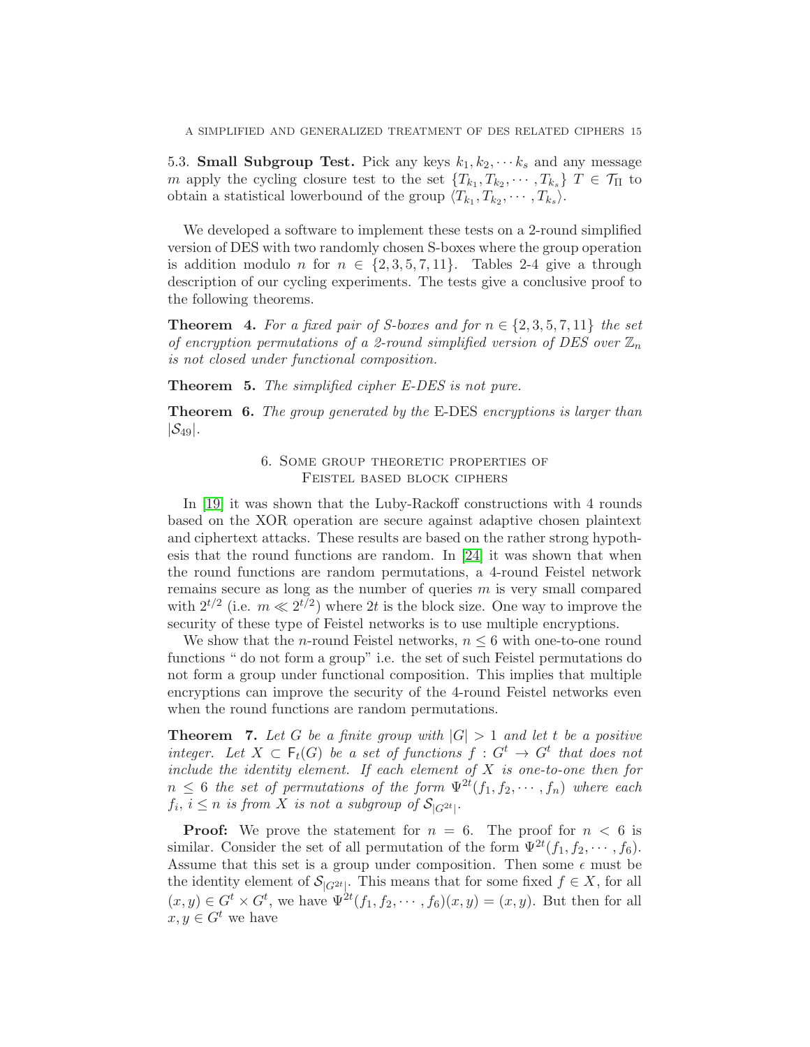5.3. **Small Subgroup Test.** Pick any keys $k_1, k_2, \cdots k_s$ and any message $m$ apply the cycling closure test to the set $\{T_{k_1}, T_{k_2}, \cdots, T_{k_s}\}$ $T \in \mathcal{T}_\Pi$ to obtain a statistical lowerbound of the group $\langle T_{k_1}, T_{k_2}, \cdots, T_{k_s}\rangle$.

We developed a software to implement these tests on a 2-round simplified version of DES with two randomly chosen S-boxes where the group operation is addition modulo $n$ for $n \in \{2, 3, 5, 7, 11\}$. Tables 2-4 give a through description of our cycling experiments. The tests give a conclusive proof to the following theorems.

**Theorem 4.** *For a fixed pair of S-boxes and for $n \in \{2, 3, 5, 7, 11\}$ the set of encryption permutations of a 2-round simplified version of DES over $\mathbb{Z}_n$ is not closed under functional composition.*

**Theorem 5.** *The simplified cipher E-DES is not pure.*

**Theorem 6.** *The group generated by the* E-DES *encryptions is larger than $|\mathcal{S}_{49}|$.*

## 6. Some group theoretic properties of Feistel based block ciphers

In [19] it was shown that the Luby-Rackoff constructions with 4 rounds based on the XOR operation are secure against adaptive chosen plaintext and ciphertext attacks. These results are based on the rather strong hypothesis that the round functions are random. In [24] it was shown that when the round functions are random permutations, a 4-round Feistel network remains secure as long as the number of queries $m$ is very small compared with $2^{t/2}$ (i.e. $m \ll 2^{t/2}$) where $2t$ is the block size. One way to improve the security of these type of Feistel networks is to use multiple encryptions.

We show that the $n$-round Feistel networks, $n \leq 6$ with one-to-one round functions " do not form a group" i.e. the set of such Feistel permutations do not form a group under functional composition. This implies that multiple encryptions can improve the security of the 4-round Feistel networks even when the round functions are random permutations.

**Theorem 7.** *Let $G$ be a finite group with $|G| > 1$ and let $t$ be a positive integer. Let $X \subset \mathsf{F}_t(G)$ be a set of functions $f : G^t \to G^t$ that does not include the identity element. If each element of $X$ is one-to-one then for $n \leq 6$ the set of permutations of the form $\Psi^{2t}(f_1, f_2, \cdots, f_n)$ where each $f_i$, $i \leq n$ is from $X$ is not a subgroup of $\mathcal{S}_{|G^{2t}|}$.*

**Proof:** We prove the statement for $n = 6$. The proof for $n < 6$ is similar. Consider the set of all permutation of the form $\Psi^{2t}(f_1, f_2, \cdots, f_6)$. Assume that this set is a group under composition. Then some $\epsilon$ must be the identity element of $\mathcal{S}_{|G^{2t}|}$. This means that for some fixed $f \in X$, for all $(x, y) \in G^t \times G^t$, we have $\Psi^{2t}(f_1, f_2, \cdots, f_6)(x, y) = (x, y)$. But then for all $x, y \in G^t$ we have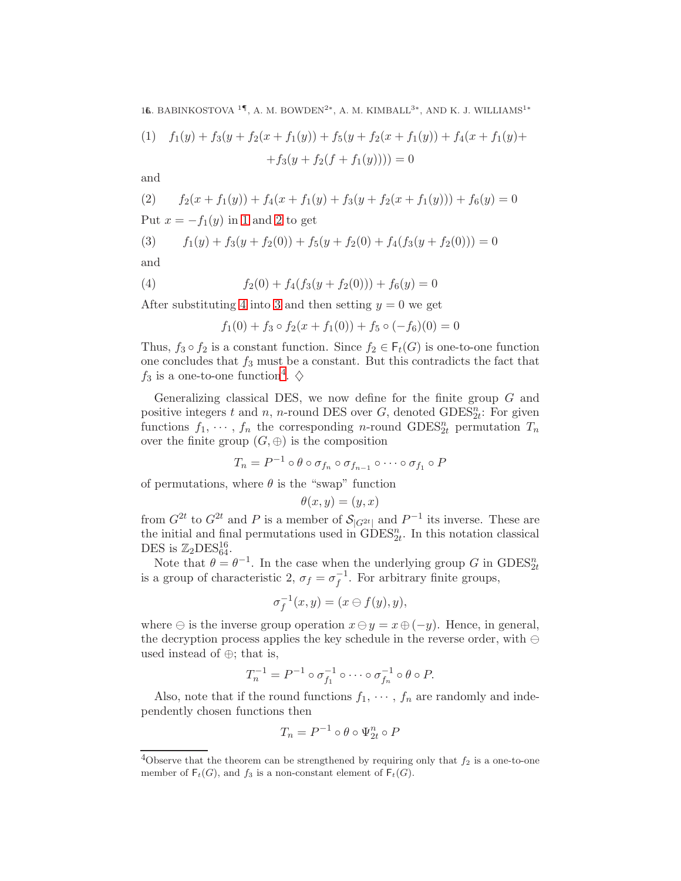$$(1)\quad f_1(y)+f_3(y+f_2(x+f_1(y))+f_5(y+f_2(x+f_1(y))+f_4(x+f_1(y)+ \\ +f_3(y+f_2(f+f_1(y))))=0$$

and

$$(2)\qquad f_2(x+f_1(y))+f_4(x+f_1(y)+f_3(y+f_2(x+f_1(y)))+f_6(y)=0$$

Put $x=-f_1(y)$ in 1 and 2 to get

$$(3)\qquad f_1(y)+f_3(y+f_2(0))+f_5(y+f_2(0)+f_4(f_3(y+f_2(0)))=0$$

and

$$(4)\qquad f_2(0)+f_4(f_3(y+f_2(0)))+f_6(y)=0$$

After substituting 4 into 3 and then setting $y=0$ we get

$$f_1(0)+f_3\circ f_2(x+f_1(0))+f_5\circ(-f_6)(0)=0$$

Thus, $f_3\circ f_2$ is a constant function. Since $f_2\in \mathsf{F}_t(G)$ is one-to-one function one concludes that $f_3$ must be a constant. But this contradicts the fact that $f_3$ is a one-to-one function[4]. $\diamondsuit$

Generalizing classical DES, we now define for the finite group $G$ and positive integers $t$ and $n$, $n$-round DES over $G$, denoted $\text{GDES}^n_{2t}$: For given functions $f_1,\cdots,f_n$ the corresponding $n$-round $\text{GDES}^n_{2t}$ permutation $T_n$ over the finite group $(G,\oplus)$ is the composition

$$T_n=P^{-1}\circ\theta\circ\sigma_{f_n}\circ\sigma_{f_{n-1}}\circ\cdots\circ\sigma_{f_1}\circ P$$

of permutations, where $\theta$ is the "swap" function

$$\theta(x,y)=(y,x)$$

from $G^{2t}$ to $G^{2t}$ and $P$ is a member of $\mathcal{S}_{|G^{2t}|}$ and $P^{-1}$ its inverse. These are the initial and final permutations used in $\text{GDES}^n_{2t}$. In this notation classical DES is $\mathbb{Z}_2\text{DES}^{16}_{64}$.

Note that $\theta=\theta^{-1}$. In the case when the underlying group $G$ in $\text{GDES}^n_{2t}$ is a group of characteristic 2, $\sigma_f=\sigma_f^{-1}$. For arbitrary finite groups,

$$\sigma_f^{-1}(x,y)=(x\ominus f(y),y),$$

where $\ominus$ is the inverse group operation $x\ominus y=x\oplus(-y)$. Hence, in general, the decryption process applies the key schedule in the reverse order, with $\ominus$ used instead of $\oplus$; that is,

$$T_n^{-1}=P^{-1}\circ\sigma_{f_1}^{-1}\circ\cdots\circ\sigma_{f_n}^{-1}\circ\theta\circ P.$$

Also, note that if the round functions $f_1,\cdots,f_n$ are randomly and independently chosen functions then

$$T_n=P^{-1}\circ\theta\circ\Psi^n_{2t}\circ P$$

---

[4]Observe that the theorem can be strengthened by requiring only that $f_2$ is a one-to-one member of $\mathsf{F}_t(G)$, and $f_3$ is a non-constant element of $\mathsf{F}_t(G)$.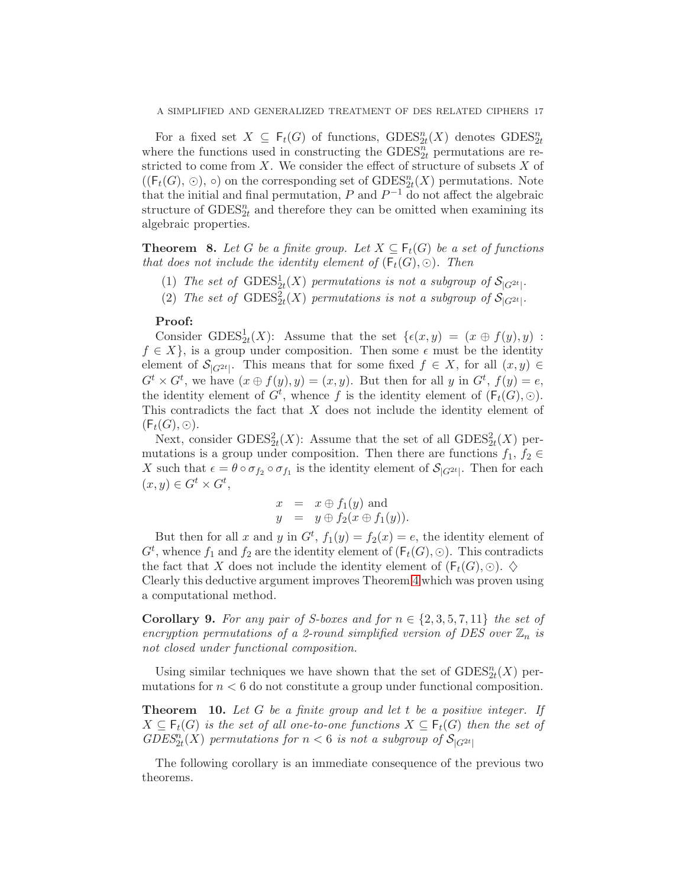For a fixed set $X \subseteq \mathsf{F}_t(G)$ of functions, $\mathrm{GDES}^n_{2t}(X)$ denotes $\mathrm{GDES}^n_{2t}$ where the functions used in constructing the $\mathrm{GDES}^n_{2t}$ permutations are restricted to come from $X$. We consider the effect of structure of subsets $X$ of $((\mathsf{F}_t(G), \odot), \circ)$ on the corresponding set of $\mathrm{GDES}^n_{2t}(X)$ permutations. Note that the initial and final permutation, $P$ and $P^{-1}$ do not affect the algebraic structure of $\mathrm{GDES}^n_{2t}$ and therefore they can be omitted when examining its algebraic properties.

**Theorem 8.** *Let $G$ be a finite group. Let $X \subseteq \mathsf{F}_t(G)$ be a set of functions that does not include the identity element of $(\mathsf{F}_t(G), \odot)$. Then*

1. *The set of $\mathrm{GDES}^1_{2t}(X)$ permutations is not a subgroup of $\mathcal{S}_{|G^{2t}|}$.*
2. *The set of $\mathrm{GDES}^2_{2t}(X)$ permutations is not a subgroup of $\mathcal{S}_{|G^{2t}|}$.*

**Proof:**

Consider $\mathrm{GDES}^1_{2t}(X)$: Assume that the set $\{\epsilon(x, y) = (x \oplus f(y), y) : f \in X\}$, is a group under composition. Then some $\epsilon$ must be the identity element of $\mathcal{S}_{|G^{2t}|}$. This means that for some fixed $f \in X$, for all $(x, y) \in G^t \times G^t$, we have $(x \oplus f(y), y) = (x, y)$. But then for all $y$ in $G^t$, $f(y) = e$, the identity element of $G^t$, whence $f$ is the identity element of $(\mathsf{F}_t(G), \odot)$. This contradicts the fact that $X$ does not include the identity element of $(\mathsf{F}_t(G), \odot)$.

Next, consider $\mathrm{GDES}^2_{2t}(X)$: Assume that the set of all $\mathrm{GDES}^2_{2t}(X)$ permutations is a group under composition. Then there are functions $f_1, f_2 \in X$ such that $\epsilon = \theta \circ \sigma_{f_2} \circ \sigma_{f_1}$ is the identity element of $\mathcal{S}_{|G^{2t}|}$. Then for each $(x, y) \in G^t \times G^t$,

$$
\begin{aligned}
x &= x \oplus f_1(y) \text{ and} \\
y &= y \oplus f_2(x \oplus f_1(y)).
\end{aligned}
$$

But then for all $x$ and $y$ in $G^t$, $f_1(y) = f_2(x) = e$, the identity element of $G^t$, whence $f_1$ and $f_2$ are the identity element of $(\mathsf{F}_t(G), \odot)$. This contradicts the fact that $X$ does not include the identity element of $(\mathsf{F}_t(G), \odot)$. $\diamondsuit$

Clearly this deductive argument improves Theorem 4 which was proven using a computational method.

**Corollary 9.** *For any pair of S-boxes and for $n \in \{2, 3, 5, 7, 11\}$ the set of encryption permutations of a 2-round simplified version of DES over $\mathbb{Z}_n$ is not closed under functional composition.*

Using similar techniques we have shown that the set of $\mathrm{GDES}^n_{2t}(X)$ permutations for $n < 6$ do not constitute a group under functional composition.

**Theorem 10.** *Let $G$ be a finite group and let $t$ be a positive integer. If $X \subseteq \mathsf{F}_t(G)$ is the set of all one-to-one functions $X \subseteq \mathsf{F}_t(G)$ then the set of $GDES^n_{2t}(X)$ permutations for $n < 6$ is not a subgroup of $\mathcal{S}_{|G^{2t}|}$*

The following corollary is an immediate consequence of the previous two theorems.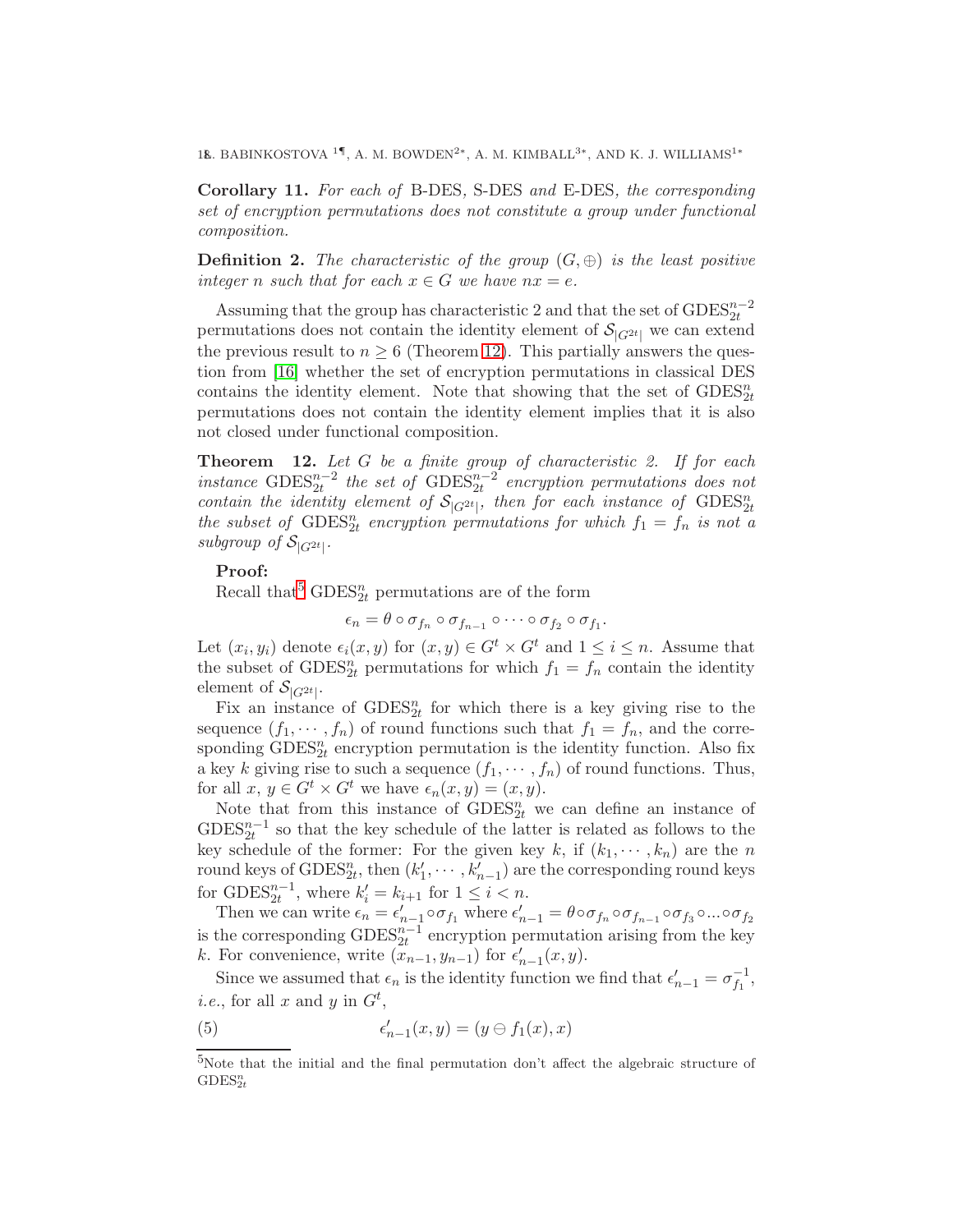**Corollary 11.** *For each of* B-DES*,* S-DES *and* E-DES*, the corresponding set of encryption permutations does not constitute a group under functional composition.*

**Definition 2.** *The characteristic of the group* $(G, \oplus)$ *is the least positive integer* $n$ *such that for each* $x \in G$ *we have* $nx = e$*.*

Assuming that the group has characteristic 2 and that the set of $\text{GDES}_{2t}^{n-2}$ permutations does not contain the identity element of $\mathcal{S}_{|G^{2t}|}$ we can extend the previous result to $n \geq 6$ (Theorem 12). This partially answers the question from [16] whether the set of encryption permutations in classical DES contains the identity element. Note that showing that the set of $\text{GDES}_{2t}^{n}$ permutations does not contain the identity element implies that it is also not closed under functional composition.

**Theorem 12.** *Let* $G$ *be a finite group of characteristic 2. If for each instance* $\text{GDES}_{2t}^{n-2}$ *the set of* $\text{GDES}_{2t}^{n-2}$ *encryption permutations does not contain the identity element of* $\mathcal{S}_{|G^{2t}|}$*, then for each instance of* $\text{GDES}_{2t}^{n}$ *the subset of* $\text{GDES}_{2t}^{n}$ *encryption permutations for which* $f_1 = f_n$ *is not a subgroup of* $\mathcal{S}_{|G^{2t}|}$*.*

**Proof:**

Recall that[5] $\text{GDES}_{2t}^{n}$ permutations are of the form

$$\epsilon_n = \theta \circ \sigma_{f_n} \circ \sigma_{f_{n-1}} \circ \cdots \circ \sigma_{f_2} \circ \sigma_{f_1}.$$

Let $(x_i, y_i)$ denote $\epsilon_i(x, y)$ for $(x, y) \in G^t \times G^t$ and $1 \leq i \leq n$. Assume that the subset of $\text{GDES}_{2t}^{n}$ permutations for which $f_1 = f_n$ contain the identity element of $\mathcal{S}_{|G^{2t}|}$.

Fix an instance of $\text{GDES}_{2t}^{n}$ for which there is a key giving rise to the sequence $(f_1, \cdots, f_n)$ of round functions such that $f_1 = f_n$, and the corresponding $\text{GDES}_{2t}^{n}$ encryption permutation is the identity function. Also fix a key $k$ giving rise to such a sequence $(f_1, \cdots, f_n)$ of round functions. Thus, for all $x$, $y \in G^t \times G^t$ we have $\epsilon_n(x, y) = (x, y)$.

Note that from this instance of $\text{GDES}_{2t}^{n}$ we can define an instance of $\text{GDES}_{2t}^{n-1}$ so that the key schedule of the latter is related as follows to the key schedule of the former: For the given key $k$, if $(k_1, \cdots, k_n)$ are the $n$ round keys of $\text{GDES}_{2t}^{n}$, then $(k'_1, \cdots, k'_{n-1})$ are the corresponding round keys for $\text{GDES}_{2t}^{n-1}$, where $k'_i = k_{i+1}$ for $1 \leq i < n$.

Then we can write $\epsilon_n = \epsilon'_{n-1} \circ \sigma_{f_1}$ where $\epsilon'_{n-1} = \theta \circ \sigma_{f_n} \circ \sigma_{f_{n-1}} \circ \sigma_{f_3} \circ ... \circ \sigma_{f_2}$ is the corresponding $\text{GDES}_{2t}^{n-1}$ encryption permutation arising from the key $k$. For convenience, write $(x_{n-1}, y_{n-1})$ for $\epsilon'_{n-1}(x, y)$.

Since we assumed that $\epsilon_n$ is the identity function we find that $\epsilon'_{n-1} = \sigma_{f_1}^{-1}$, *i.e.*, for all $x$ and $y$ in $G^t$,

$$\epsilon'_{n-1}(x, y) = (y \ominus f_1(x), x) \tag{5}$$

[5] Note that the initial and the final permutation don't affect the algebraic structure of $\text{GDES}_{2t}^{n}$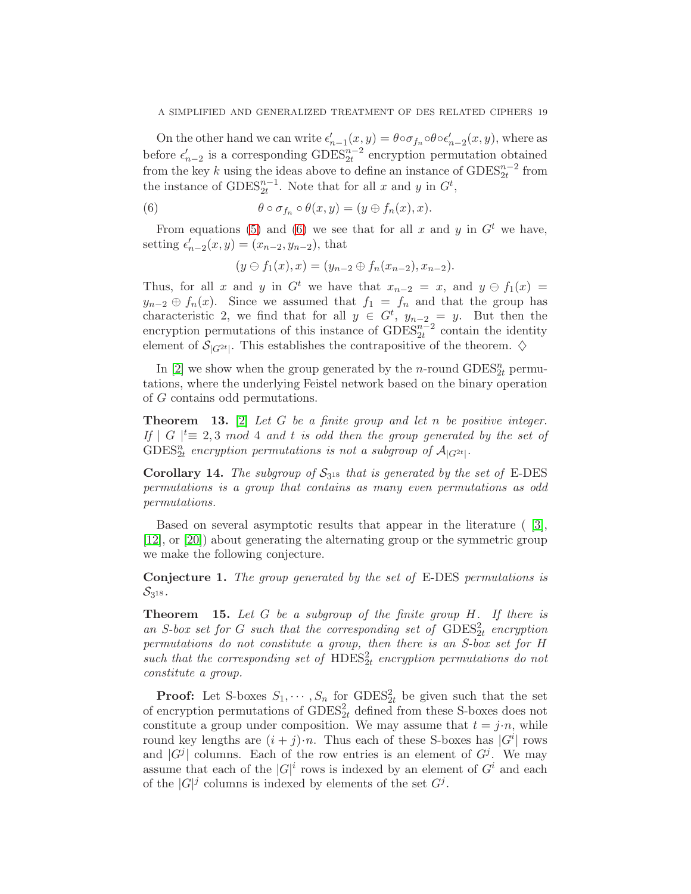On the other hand we can write $\epsilon'_{n-1}(x,y) = \theta\circ\sigma_{f_n}\circ\theta\circ\epsilon'_{n-2}(x,y)$, where as before $\epsilon'_{n-2}$ is a corresponding $\mathrm{GDES}^{n-2}_{2t}$ encryption permutation obtained from the key $k$ using the ideas above to define an instance of $\mathrm{GDES}^{n-2}_{2t}$ from the instance of $\mathrm{GDES}^{n-1}_{2t}$. Note that for all $x$ and $y$ in $G^t$,

$$\theta\circ\sigma_{f_n}\circ\theta(x,y) = (y\oplus f_n(x), x). \tag{6}$$

From equations (5) and (6) we see that for all $x$ and $y$ in $G^t$ we have, setting $\epsilon'_{n-2}(x,y) = (x_{n-2}, y_{n-2})$, that

$$(y\ominus f_1(x), x) = (y_{n-2}\oplus f_n(x_{n-2}), x_{n-2}).$$

Thus, for all $x$ and $y$ in $G^t$ we have that $x_{n-2} = x$, and $y\ominus f_1(x) = y_{n-2}\oplus f_n(x)$. Since we assumed that $f_1 = f_n$ and that the group has characteristic 2, we find that for all $y\in G^t$, $y_{n-2} = y$. But then the encryption permutations of this instance of $\mathrm{GDES}^{n-2}_{2t}$ contain the identity element of $\mathcal{S}_{|G^{2t}|}$. This establishes the contrapositive of the theorem. $\diamondsuit$

In [2] we show when the group generated by the $n$-round $\mathrm{GDES}^n_{2t}$ permutations, where the underlying Feistel network based on the binary operation of $G$ contains odd permutations.

**Theorem 13.** [2] *Let $G$ be a finite group and let $n$ be positive integer. If $\mid G\mid^t\equiv 2,3 \mod 4$ and $t$ is odd then the group generated by the set of $\mathrm{GDES}^n_{2t}$ encryption permutations is not a subgroup of $\mathcal{A}_{|G^{2t}|}$.*

**Corollary 14.** *The subgroup of $\mathcal{S}_{3^{18}}$ that is generated by the set of* E-DES *permutations is a group that contains as many even permutations as odd permutations.*

Based on several asymptotic results that appear in the literature ( [3], [12], or [20]) about generating the alternating group or the symmetric group we make the following conjecture.

**Conjecture 1.** *The group generated by the set of* E-DES *permutations is $\mathcal{S}_{3^{18}}$.*

**Theorem 15.** *Let $G$ be a subgroup of the finite group $H$. If there is an S-box set for $G$ such that the corresponding set of $\mathrm{GDES}^2_{2t}$ encryption permutations do not constitute a group, then there is an S-box set for $H$ such that the corresponding set of $\mathrm{HDES}^2_{2t}$ encryption permutations do not constitute a group.*

**Proof:** Let S-boxes $S_1,\cdots,S_n$ for $\mathrm{GDES}^2_{2t}$ be given such that the set of encryption permutations of $\mathrm{GDES}^2_{2t}$ defined from these S-boxes does not constitute a group under composition. We may assume that $t = j\cdot n$, while round key lengths are $(i+j)\cdot n$. Thus each of these S-boxes has $|G^i|$ rows and $|G^j|$ columns. Each of the row entries is an element of $G^j$. We may assume that each of the $|G|^i$ rows is indexed by an element of $G^i$ and each of the $|G|^j$ columns is indexed by elements of the set $G^j$.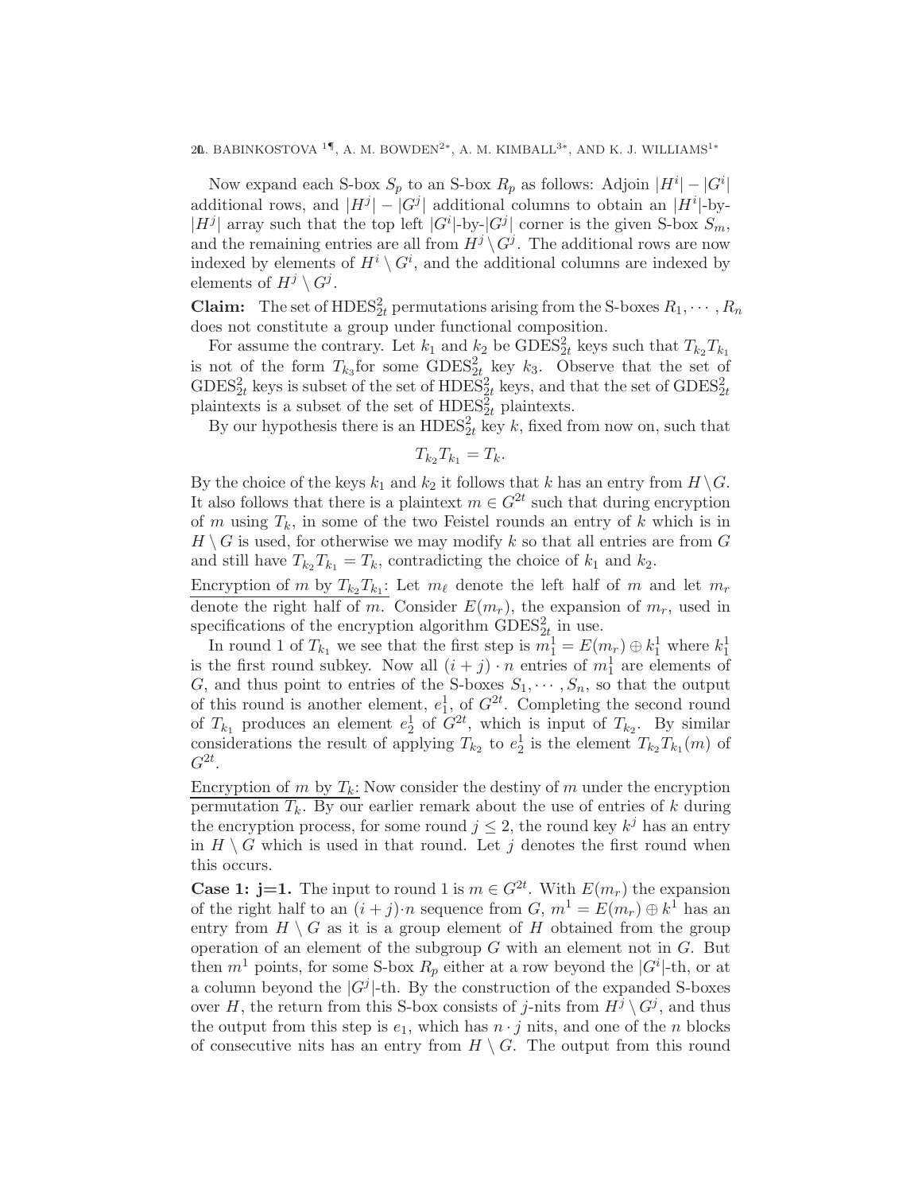Now expand each S-box $S_p$ to an S-box $R_p$ as follows: Adjoin $|H^i| - |G^i|$ additional rows, and $|H^j| - |G^j|$ additional columns to obtain an $|H^i|$-by-$|H^j|$ array such that the top left $|G^i|$-by-$|G^j|$ corner is the given S-box $S_m$, and the remaining entries are all from $H^j \setminus G^j$. The additional rows are now indexed by elements of $H^i \setminus G^i$, and the additional columns are indexed by elements of $H^j \setminus G^j$.

**Claim:** The set of $\text{HDES}^2_{2t}$ permutations arising from the S-boxes $R_1, \cdots, R_n$ does not constitute a group under functional composition.

For assume the contrary. Let $k_1$ and $k_2$ be $\text{GDES}^2_{2t}$ keys such that $T_{k_2}T_{k_1}$ is not of the form $T_{k_3}$for some $\text{GDES}^2_{2t}$ key $k_3$. Observe that the set of $\text{GDES}^2_{2t}$ keys is subset of the set of $\text{HDES}^2_{2t}$ keys, and that the set of $\text{GDES}^2_{2t}$ plaintexts is a subset of the set of $\text{HDES}^2_{2t}$ plaintexts.

By our hypothesis there is an $\text{HDES}^2_{2t}$ key $k$, fixed from now on, such that

$$T_{k_2}T_{k_1} = T_k.$$

By the choice of the keys $k_1$ and $k_2$ it follows that $k$ has an entry from $H \setminus G$. It also follows that there is a plaintext $m \in G^{2t}$ such that during encryption of $m$ using $T_k$, in some of the two Feistel rounds an entry of $k$ which is in $H \setminus G$ is used, for otherwise we may modify $k$ so that all entries are from $G$ and still have $T_{k_2}T_{k_1} = T_k$, contradicting the choice of $k_1$ and $k_2$.

<u>Encryption of $m$ by $T_{k_2}T_{k_1}$:</u> Let $m_\ell$ denote the left half of $m$ and let $m_r$ denote the right half of $m$. Consider $E(m_r)$, the expansion of $m_r$, used in specifications of the encryption algorithm $\text{GDES}^2_{2t}$ in use.

In round 1 of $T_{k_1}$ we see that the first step is $m^1_1 = E(m_r) \oplus k^1_1$ where $k^1_1$ is the first round subkey. Now all $(i+j) \cdot n$ entries of $m^1_1$ are elements of $G$, and thus point to entries of the S-boxes $S_1, \cdots, S_n$, so that the output of this round is another element, $e^1_1$, of $G^{2t}$. Completing the second round of $T_{k_1}$ produces an element $e^1_2$ of $G^{2t}$, which is input of $T_{k_2}$. By similar considerations the result of applying $T_{k_2}$ to $e^1_2$ is the element $T_{k_2}T_{k_1}(m)$ of $G^{2t}$.

<u>Encryption of $m$ by $T_k$:</u> Now consider the destiny of $m$ under the encryption permutation $T_k$. By our earlier remark about the use of entries of $k$ during the encryption process, for some round $j \leq 2$, the round key $k^j$ has an entry in $H \setminus G$ which is used in that round. Let $j$ denotes the first round when this occurs.

**Case 1: j=1.** The input to round 1 is $m \in G^{2t}$. With $E(m_r)$ the expansion of the right half to an $(i+j) \cdot n$ sequence from $G$, $m^1 = E(m_r) \oplus k^1$ has an entry from $H \setminus G$ as it is a group element of $H$ obtained from the group operation of an element of the subgroup $G$ with an element not in $G$. But then $m^1$ points, for some S-box $R_p$ either at a row beyond the $|G^i|$-th, or at a column beyond the $|G^j|$-th. By the construction of the expanded S-boxes over $H$, the return from this S-box consists of $j$-nits from $H^j \setminus G^j$, and thus the output from this step is $e_1$, which has $n \cdot j$ nits, and one of the $n$ blocks of consecutive nits has an entry from $H \setminus G$. The output from this round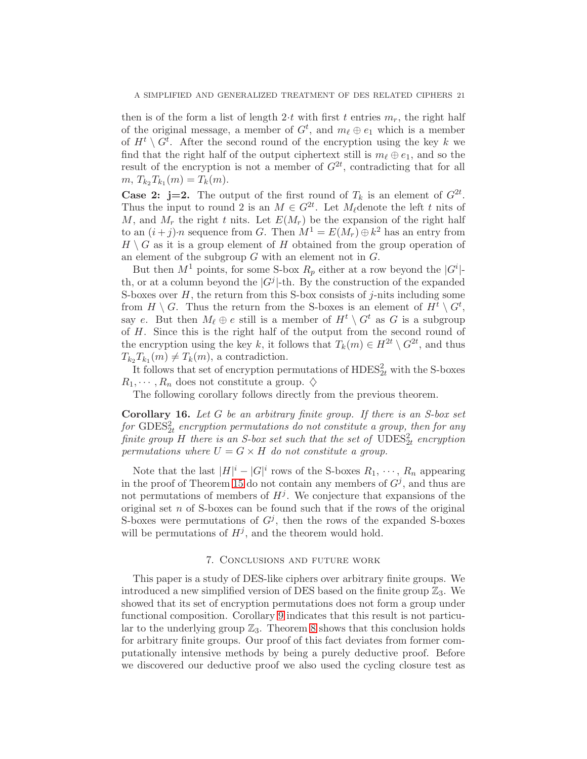then is of the form a list of length $2{\cdot}t$ with first $t$ entries $m_r$, the right half of the original message, a member of $G^t$, and $m_\ell \oplus e_1$ which is a member of $H^t \setminus G^t$. After the second round of the encryption using the key $k$ we find that the right half of the output ciphertext still is $m_\ell \oplus e_1$, and so the result of the encryption is not a member of $G^{2t}$, contradicting that for all $m$, $T_{k_2}T_{k_1}(m) = T_k(m)$.

**Case 2: j=2.** The output of the first round of $T_k$ is an element of $G^{2t}$. Thus the input to round 2 is an $M \in G^{2t}$. Let $M_\ell$denote the left $t$ nits of $M$, and $M_r$ the right $t$ nits. Let $E(M_r)$ be the expansion of the right half to an $(i+j){\cdot}n$ sequence from $G$. Then $M^1 = E(M_r) \oplus k^2$ has an entry from $H \setminus G$ as it is a group element of $H$ obtained from the group operation of an element of the subgroup $G$ with an element not in $G$.

But then $M^1$ points, for some S-box $R_p$ either at a row beyond the $|G^i|$-th, or at a column beyond the $|G^j|$-th. By the construction of the expanded S-boxes over $H$, the return from this S-box consists of $j$-nits including some from $H \setminus G$. Thus the return from the S-boxes is an element of $H^t \setminus G^t$, say $e$. But then $M_\ell \oplus e$ still is a member of $H^t \setminus G^t$ as $G$ is a subgroup of $H$. Since this is the right half of the output from the second round of the encryption using the key $k$, it follows that $T_k(m) \in H^{2t} \setminus G^{2t}$, and thus $T_{k_2}T_{k_1}(m) \neq T_k(m)$, a contradiction.

It follows that set of encryption permutations of $\mathrm{HDES}^2_{2t}$ with the S-boxes $R_1, \cdots, R_n$ does not constitute a group. $\diamondsuit$

The following corollary follows directly from the previous theorem.

**Corollary 16.** *Let $G$ be an arbitrary finite group. If there is an S-box set for $\mathrm{GDES}^2_{2t}$ encryption permutations do not constitute a group, then for any finite group $H$ there is an S-box set such that the set of $\mathrm{UDES}^2_{2t}$ encryption permutations where $U = G \times H$ do not constitute a group.*

Note that the last $|H|^i - |G|^i$ rows of the S-boxes $R_1, \cdots, R_n$ appearing in the proof of Theorem 15 do not contain any members of $G^j$, and thus are not permutations of members of $H^j$. We conjecture that expansions of the original set $n$ of S-boxes can be found such that if the rows of the original S-boxes were permutations of $G^j$, then the rows of the expanded S-boxes will be permutations of $H^j$, and the theorem would hold.

## 7. Conclusions and future work

This paper is a study of DES-like ciphers over arbitrary finite groups. We introduced a new simplified version of DES based on the finite group $\mathbb{Z}_3$. We showed that its set of encryption permutations does not form a group under functional composition. Corollary 9 indicates that this result is not particular to the underlying group $\mathbb{Z}_3$. Theorem 8 shows that this conclusion holds for arbitrary finite groups. Our proof of this fact deviates from former computationally intensive methods by being a purely deductive proof. Before we discovered our deductive proof we also used the cycling closure test as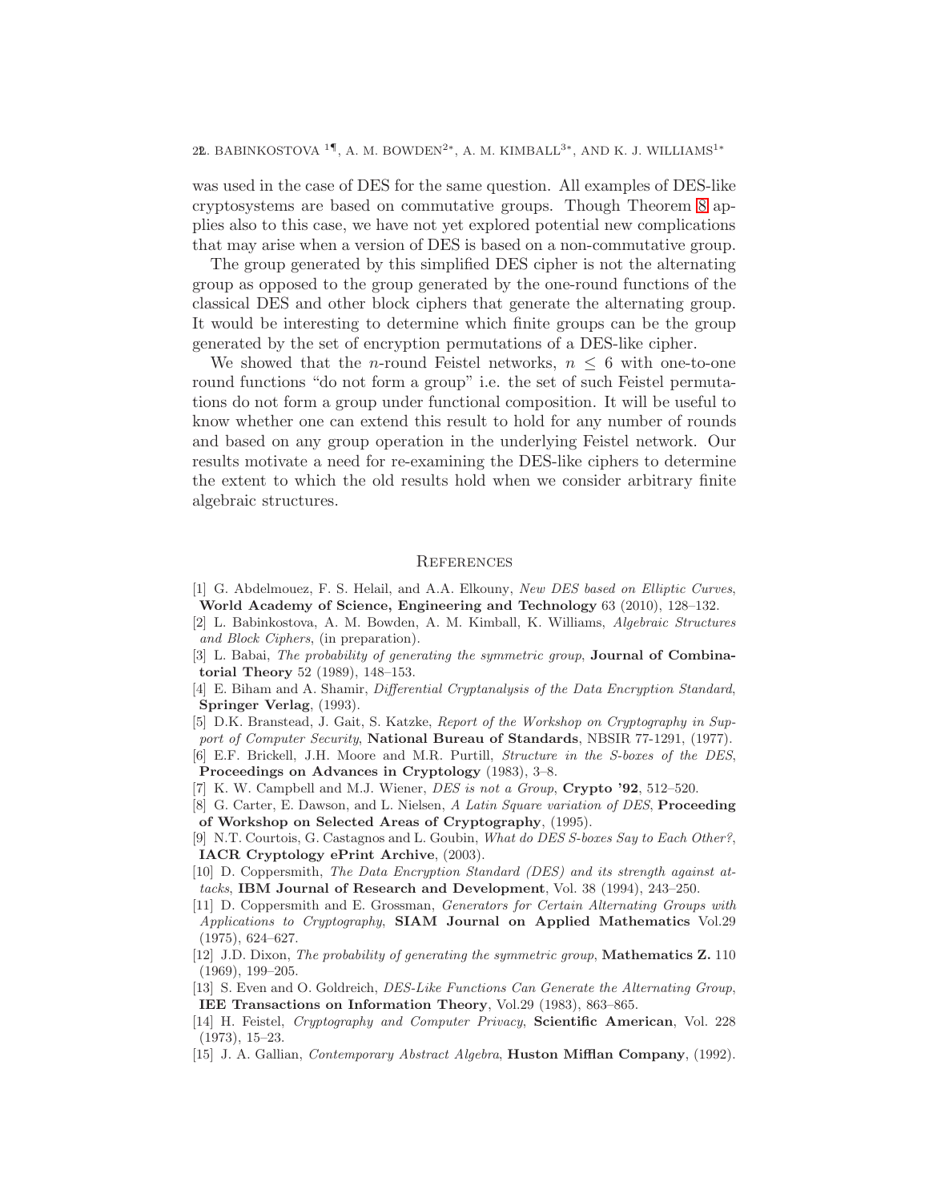was used in the case of DES for the same question. All examples of DES-like cryptosystems are based on commutative groups. Though Theorem 8 applies also to this case, we have not yet explored potential new complications that may arise when a version of DES is based on a non-commutative group.

The group generated by this simplified DES cipher is not the alternating group as opposed to the group generated by the one-round functions of the classical DES and other block ciphers that generate the alternating group. It would be interesting to determine which finite groups can be the group generated by the set of encryption permutations of a DES-like cipher.

We showed that the $n$-round Feistel networks, $n \leq 6$ with one-to-one round functions "do not form a group" i.e. the set of such Feistel permutations do not form a group under functional composition. It will be useful to know whether one can extend this result to hold for any number of rounds and based on any group operation in the underlying Feistel network. Our results motivate a need for re-examining the DES-like ciphers to determine the extent to which the old results hold when we consider arbitrary finite algebraic structures.

## References

[1] G. Abdelmouez, F. S. Helail, and A.A. Elkouny, *New DES based on Elliptic Curves*, **World Academy of Science, Engineering and Technology** 63 (2010), 128–132.

[2] L. Babinkostova, A. M. Bowden, A. M. Kimball, K. Williams, *Algebraic Structures and Block Ciphers*, (in preparation).

[3] L. Babai, *The probability of generating the symmetric group*, **Journal of Combinatorial Theory** 52 (1989), 148–153.

[4] E. Biham and A. Shamir, *Differential Cryptanalysis of the Data Encryption Standard*, **Springer Verlag**, (1993).

[5] D.K. Branstead, J. Gait, S. Katzke, *Report of the Workshop on Cryptography in Support of Computer Security*, **National Bureau of Standards**, NBSIR 77-1291, (1977).

[6] E.F. Brickell, J.H. Moore and M.R. Purtill, *Structure in the S-boxes of the DES*, **Proceedings on Advances in Cryptology** (1983), 3–8.

[7] K. W. Campbell and M.J. Wiener, *DES is not a Group*, **Crypto '92**, 512–520.

[8] G. Carter, E. Dawson, and L. Nielsen, *A Latin Square variation of DES*, **Proceeding of Workshop on Selected Areas of Cryptography**, (1995).

[9] N.T. Courtois, G. Castagnos and L. Goubin, *What do DES S-boxes Say to Each Other?*, **IACR Cryptology ePrint Archive**, (2003).

[10] D. Coppersmith, *The Data Encryption Standard (DES) and its strength against attacks*, **IBM Journal of Research and Development**, Vol. 38 (1994), 243–250.

[11] D. Coppersmith and E. Grossman, *Generators for Certain Alternating Groups with Applications to Cryptography*, **SIAM Journal on Applied Mathematics** Vol.29 (1975), 624–627.

[12] J.D. Dixon, *The probability of generating the symmetric group*, **Mathematics Z.** 110 (1969), 199–205.

[13] S. Even and O. Goldreich, *DES-Like Functions Can Generate the Alternating Group*, **IEE Transactions on Information Theory**, Vol.29 (1983), 863–865.

[14] H. Feistel, *Cryptography and Computer Privacy*, **Scientific American**, Vol. 228 (1973), 15–23.

[15] J. A. Gallian, *Contemporary Abstract Algebra*, **Huston Mifflan Company**, (1992).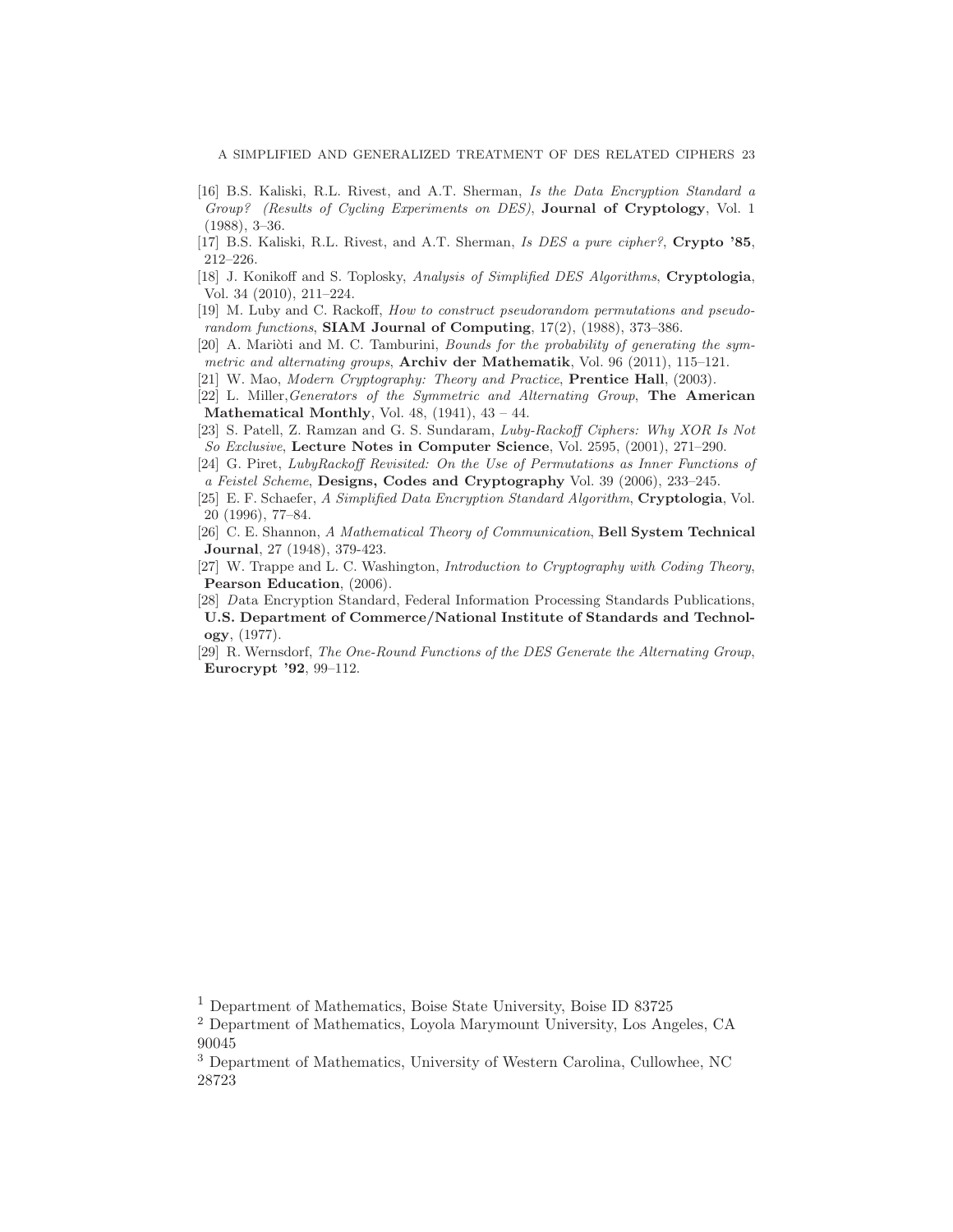[16] B.S. Kaliski, R.L. Rivest, and A.T. Sherman, *Is the Data Encryption Standard a Group? (Results of Cycling Experiments on DES)*, **Journal of Cryptology**, Vol. 1 (1988), 3–36.

[17] B.S. Kaliski, R.L. Rivest, and A.T. Sherman, *Is DES a pure cipher?*, **Crypto '85**, 212–226.

[18] J. Konikoff and S. Toplosky, *Analysis of Simplified DES Algorithms*, **Cryptologia**, Vol. 34 (2010), 211–224.

[19] M. Luby and C. Rackoff, *How to construct pseudorandom permutations and pseudorandom functions*, **SIAM Journal of Computing**, 17(2), (1988), 373–386.

[20] A. Mariòti and M. C. Tamburini, *Bounds for the probability of generating the symmetric and alternating groups*, **Archiv der Mathematik**, Vol. 96 (2011), 115–121.

[21] W. Mao, *Modern Cryptography: Theory and Practice*, **Prentice Hall**, (2003).

[22] L. Miller,*Generators of the Symmetric and Alternating Group*, **The American Mathematical Monthly**, Vol. 48, (1941), 43 – 44.

[23] S. Patell, Z. Ramzan and G. S. Sundaram, *Luby-Rackoff Ciphers: Why XOR Is Not So Exclusive*, **Lecture Notes in Computer Science**, Vol. 2595, (2001), 271–290.

[24] G. Piret, *LubyRackoff Revisited: On the Use of Permutations as Inner Functions of a Feistel Scheme*, **Designs, Codes and Cryptography** Vol. 39 (2006), 233–245.

[25] E. F. Schaefer, *A Simplified Data Encryption Standard Algorithm*, **Cryptologia**, Vol. 20 (1996), 77–84.

[26] C. E. Shannon, *A Mathematical Theory of Communication*, **Bell System Technical Journal**, 27 (1948), 379-423.

[27] W. Trappe and L. C. Washington, *Introduction to Cryptography with Coding Theory*, **Pearson Education**, (2006).

[28] *D*ata Encryption Standard, Federal Information Processing Standards Publications, **U.S. Department of Commerce/National Institute of Standards and Technology**, (1977).

[29] R. Wernsdorf, *The One-Round Functions of the DES Generate the Alternating Group*, **Eurocrypt '92**, 99–112.

[1] Department of Mathematics, Boise State University, Boise ID 83725

[2] Department of Mathematics, Loyola Marymount University, Los Angeles, CA 90045

[3] Department of Mathematics, University of Western Carolina, Cullowhee, NC 28723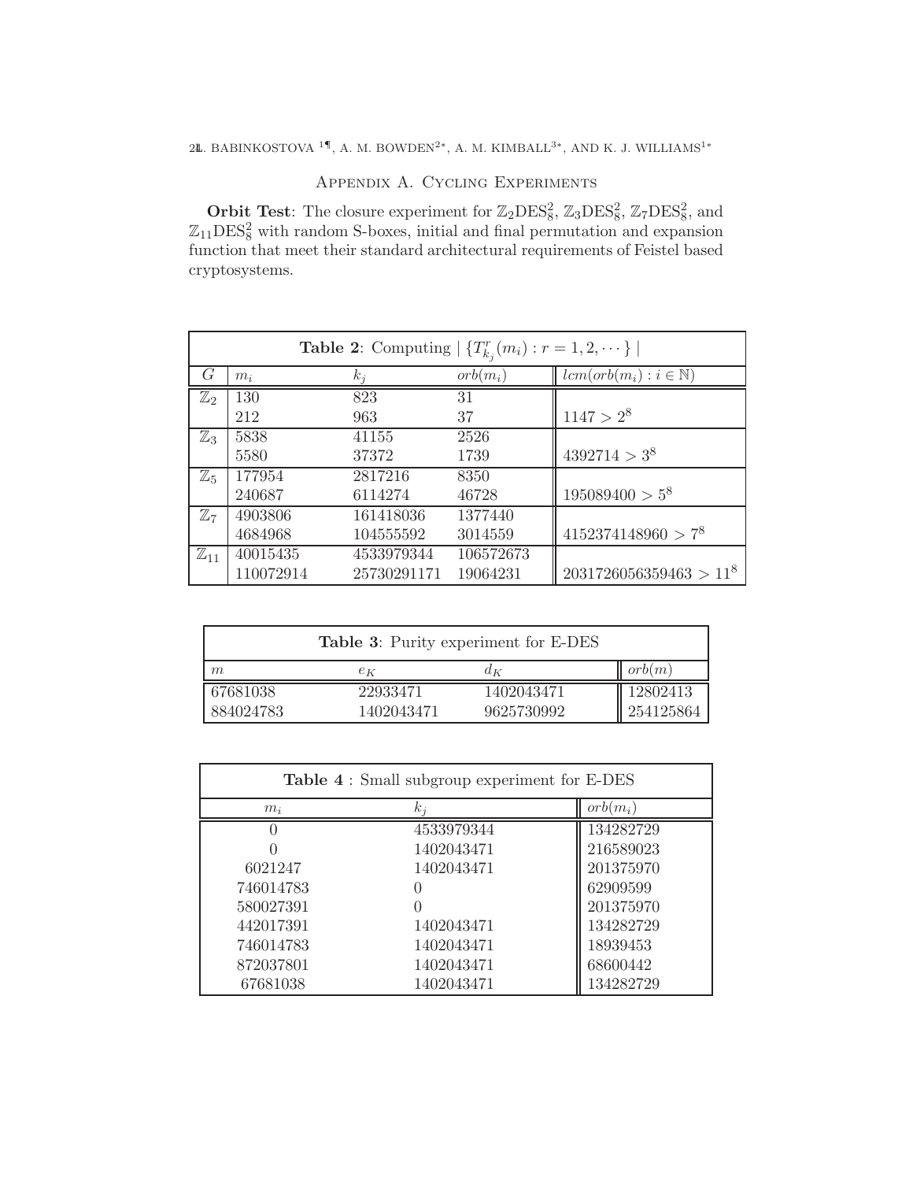## Appendix A. Cycling Experiments

**Orbit Test**: The closure experiment for $\mathbb{Z}_2\text{DES}_8^2$, $\mathbb{Z}_3\text{DES}_8^2$, $\mathbb{Z}_7\text{DES}_8^2$, and $\mathbb{Z}_{11}\text{DES}_8^2$ with random S-boxes, initial and final permutation and expansion function that meet their standard architectural requirements of Feistel based cryptosystems.

**Table 2**: Computing $|\{T^r_{k_j}(m_i) : r = 1, 2, \cdots\}|$

| $G$ | $m_i$ | $k_j$ | $orb(m_i)$ | $lcm(orb(m_i) : i \in \mathbb{N})$ |
|---|---|---|---|---|
| $\mathbb{Z}_2$ | 130 | 823 | 31 | |
| | 212 | 963 | 37 | $1147 > 2^8$ |
| $\mathbb{Z}_3$ | 5838 | 41155 | 2526 | |
| | 5580 | 37372 | 1739 | $4392714 > 3^8$ |
| $\mathbb{Z}_5$ | 177954 | 2817216 | 8350 | |
| | 240687 | 6114274 | 46728 | $195089400 > 5^8$ |
| $\mathbb{Z}_7$ | 4903806 | 161418036 | 1377440 | |
| | 4684968 | 104555592 | 3014559 | $4152374148960 > 7^8$ |
| $\mathbb{Z}_{11}$ | 40015435 | 4533979344 | 106572673 | |
| | 110072914 | 25730291171 | 19064231 | $2031726056359463 > 11^8$ |

**Table 3**: Purity experiment for E-DES

| $m$ | $e_K$ | $d_K$ | $orb(m)$ |
|---|---|---|---|
| 67681038 | 22933471 | 1402043471 | 12802413 |
| 884024783 | 1402043471 | 9625730992 | 254125864 |

**Table 4** : Small subgroup experiment for E-DES

| $m_i$ | $k_j$ | $orb(m_i)$ |
|---|---|---|
| 0 | 4533979344 | 134282729 |
| 0 | 1402043471 | 216589023 |
| 6021247 | 1402043471 | 201375970 |
| 746014783 | 0 | 62909599 |
| 580027391 | 0 | 201375970 |
| 442017391 | 1402043471 | 134282729 |
| 746014783 | 1402043471 | 18939453 |
| 872037801 | 1402043471 | 68600442 |
| 67681038 | 1402043471 | 134282729 |